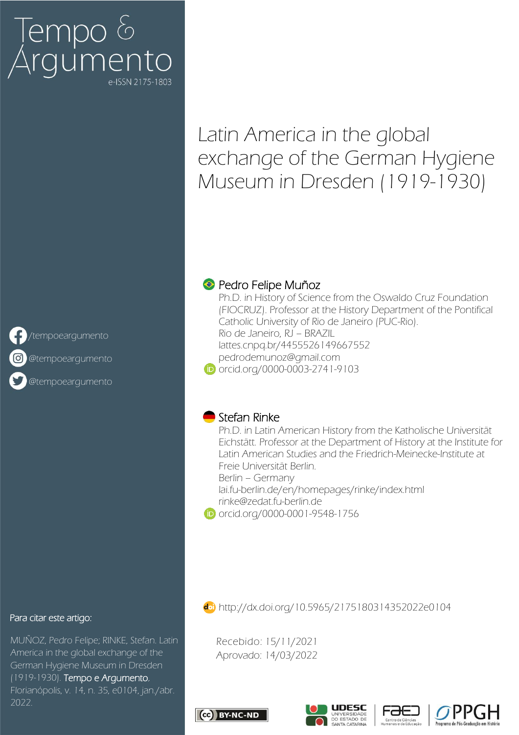Tempo & Argumento

e-ISSN 2175-1803

# Latin America in the global exchange of the German Hygiene Museum in Dresden (1919-1930)

**Pedro Felipe Muñoz**

Ph.D. in History of Science from the Oswaldo Cruz Foundation (FIOCRUZ). Professor at the History Department of the Pontifical Catholic University of Rio de Janeiro (PUC-Rio).
Rio de Janeiro, RJ – BRAZIL
lattes.cnpq.br/4455526149667552
pedrodemunoz@gmail.com
orcid.org/0000-0003-2741-9103

**Stefan Rinke**

Ph.D. in Latin American History from the Katholische Universität Eichstätt. Professor at the Department of History at the Institute for Latin American Studies and the Friedrich-Meinecke-Institute at Freie Universität Berlin.
Berlin – Germany
lai.fu-berlin.de/en/homepages/rinke/index.html
rinke@zedat.fu-berlin.de
orcid.org/0000-0001-9548-1756

/tempoeargumento
@tempoeargumento
@tempoeargumento

http://dx.doi.org/10.5965/2175180314352022e0104

Para citar este artigo:

MUÑOZ, Pedro Felipe; RINKE, Stefan. Latin America in the global exchange of the German Hygiene Museum in Dresden (1919-1930). Tempo e Argumento, Florianópolis, v. 14, n. 35, e0104, jan./abr. 2022.

Recebido: 15/11/2021
Aprovado: 14/03/2022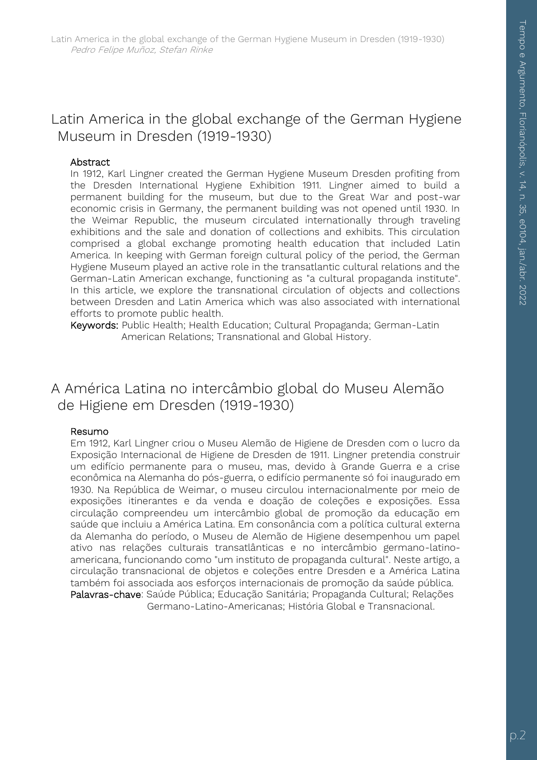# Latin America in the global exchange of the German Hygiene Museum in Dresden (1919-1930)

### Abstract

In 1912, Karl Lingner created the German Hygiene Museum Dresden profiting from the Dresden International Hygiene Exhibition 1911. Lingner aimed to build a permanent building for the museum, but due to the Great War and post-war economic crisis in Germany, the permanent building was not opened until 1930. In the Weimar Republic, the museum circulated internationally through traveling exhibitions and the sale and donation of collections and exhibits. This circulation comprised a global exchange promoting health education that included Latin America. In keeping with German foreign cultural policy of the period, the German Hygiene Museum played an active role in the transatlantic cultural relations and the German-Latin American exchange, functioning as "a cultural propaganda institute". In this article, we explore the transnational circulation of objects and collections between Dresden and Latin America which was also associated with international efforts to promote public health.

**Keywords:** Public Health; Health Education; Cultural Propaganda; German-Latin American Relations; Transnational and Global History.

# A América Latina no intercâmbio global do Museu Alemão de Higiene em Dresden (1919-1930)

### Resumo

Em 1912, Karl Lingner criou o Museu Alemão de Higiene de Dresden com o lucro da Exposição Internacional de Higiene de Dresden de 1911. Lingner pretendia construir um edifício permanente para o museu, mas, devido à Grande Guerra e a crise econômica na Alemanha do pós-guerra, o edifício permanente só foi inaugurado em 1930. Na República de Weimar, o museu circulou internacionalmente por meio de exposições itinerantes e da venda e doação de coleções e exposições. Essa circulação compreendeu um intercâmbio global de promoção da educação em saúde que incluiu a América Latina. Em consonância com a política cultural externa da Alemanha do período, o Museu de Alemão de Higiene desempenhou um papel ativo nas relações culturais transatlânticas e no intercâmbio germano-latino-americana, funcionando como "um instituto de propaganda cultural". Neste artigo, a circulação transnacional de objetos e coleções entre Dresden e a América Latina também foi associada aos esforços internacionais de promoção da saúde pública.

**Palavras-chave**: Saúde Pública; Educação Sanitária; Propaganda Cultural; Relações Germano-Latino-Americanas; História Global e Transnacional.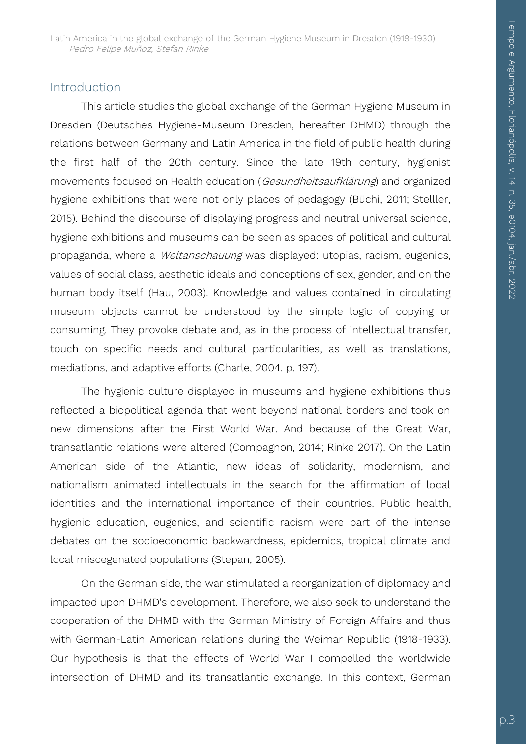## Introduction

This article studies the global exchange of the German Hygiene Museum in Dresden (Deutsches Hygiene-Museum Dresden, hereafter DHMD) through the relations between Germany and Latin America in the field of public health during the first half of the 20th century. Since the late 19th century, hygienist movements focused on Health education (*Gesundheitsaufklärung*) and organized hygiene exhibitions that were not only places of pedagogy (Büchi, 2011; Stelller, 2015). Behind the discourse of displaying progress and neutral universal science, hygiene exhibitions and museums can be seen as spaces of political and cultural propaganda, where a *Weltanschauung* was displayed: utopias, racism, eugenics, values of social class, aesthetic ideals and conceptions of sex, gender, and on the human body itself (Hau, 2003). Knowledge and values contained in circulating museum objects cannot be understood by the simple logic of copying or consuming. They provoke debate and, as in the process of intellectual transfer, touch on specific needs and cultural particularities, as well as translations, mediations, and adaptive efforts (Charle, 2004, p. 197).

The hygienic culture displayed in museums and hygiene exhibitions thus reflected a biopolitical agenda that went beyond national borders and took on new dimensions after the First World War. And because of the Great War, transatlantic relations were altered (Compagnon, 2014; Rinke 2017). On the Latin American side of the Atlantic, new ideas of solidarity, modernism, and nationalism animated intellectuals in the search for the affirmation of local identities and the international importance of their countries. Public health, hygienic education, eugenics, and scientific racism were part of the intense debates on the socioeconomic backwardness, epidemics, tropical climate and local miscegenated populations (Stepan, 2005).

On the German side, the war stimulated a reorganization of diplomacy and impacted upon DHMD's development. Therefore, we also seek to understand the cooperation of the DHMD with the German Ministry of Foreign Affairs and thus with German-Latin American relations during the Weimar Republic (1918-1933). Our hypothesis is that the effects of World War I compelled the worldwide intersection of DHMD and its transatlantic exchange. In this context, German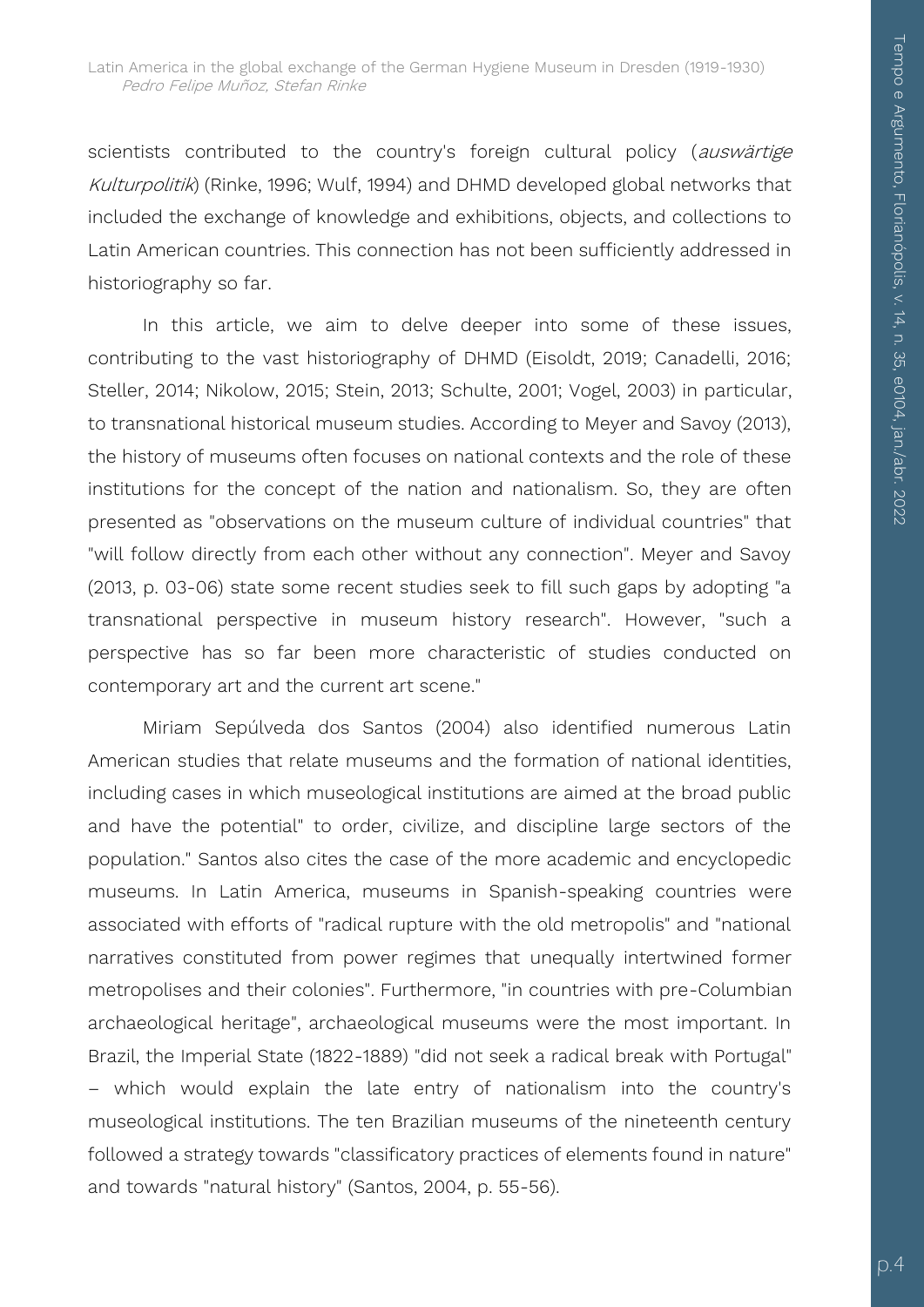scientists contributed to the country's foreign cultural policy (*auswärtige Kulturpolitik*) (Rinke, 1996; Wulf, 1994) and DHMD developed global networks that included the exchange of knowledge and exhibitions, objects, and collections to Latin American countries. This connection has not been sufficiently addressed in historiography so far.

In this article, we aim to delve deeper into some of these issues, contributing to the vast historiography of DHMD (Eisoldt, 2019; Canadelli, 2016; Steller, 2014; Nikolow, 2015; Stein, 2013; Schulte, 2001; Vogel, 2003) in particular, to transnational historical museum studies. According to Meyer and Savoy (2013), the history of museums often focuses on national contexts and the role of these institutions for the concept of the nation and nationalism. So, they are often presented as "observations on the museum culture of individual countries" that "will follow directly from each other without any connection". Meyer and Savoy (2013, p. 03-06) state some recent studies seek to fill such gaps by adopting "a transnational perspective in museum history research". However, "such a perspective has so far been more characteristic of studies conducted on contemporary art and the current art scene."

Miriam Sepúlveda dos Santos (2004) also identified numerous Latin American studies that relate museums and the formation of national identities, including cases in which museological institutions are aimed at the broad public and have the potential" to order, civilize, and discipline large sectors of the population." Santos also cites the case of the more academic and encyclopedic museums. In Latin America, museums in Spanish-speaking countries were associated with efforts of "radical rupture with the old metropolis" and "national narratives constituted from power regimes that unequally intertwined former metropolises and their colonies". Furthermore, "in countries with pre-Columbian archaeological heritage", archaeological museums were the most important. In Brazil, the Imperial State (1822-1889) "did not seek a radical break with Portugal" – which would explain the late entry of nationalism into the country's museological institutions. The ten Brazilian museums of the nineteenth century followed a strategy towards "classificatory practices of elements found in nature" and towards "natural history" (Santos, 2004, p. 55-56).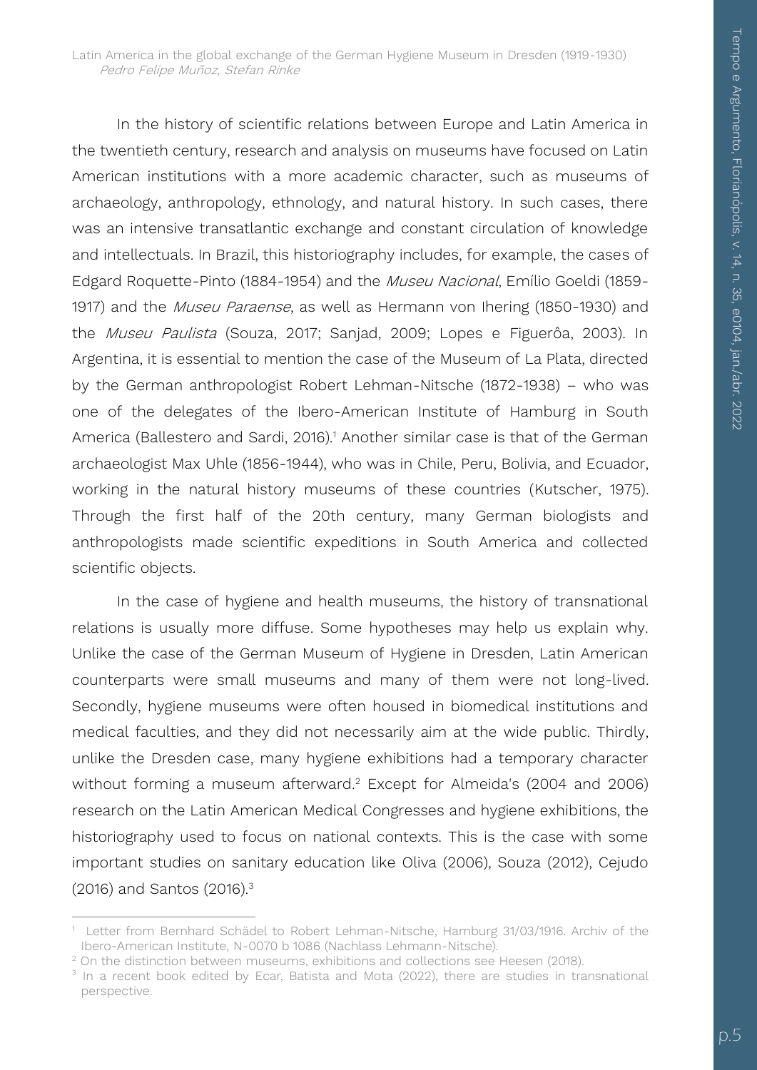In the history of scientific relations between Europe and Latin America in the twentieth century, research and analysis on museums have focused on Latin American institutions with a more academic character, such as museums of archaeology, anthropology, ethnology, and natural history. In such cases, there was an intensive transatlantic exchange and constant circulation of knowledge and intellectuals. In Brazil, this historiography includes, for example, the cases of Edgard Roquette-Pinto (1884-1954) and the *Museu Nacional*, Emílio Goeldi (1859-1917) and the *Museu Paraense*, as well as Hermann von Ihering (1850-1930) and the *Museu Paulista* (Souza, 2017; Sanjad, 2009; Lopes e Figuerôa, 2003). In Argentina, it is essential to mention the case of the Museum of La Plata, directed by the German anthropologist Robert Lehman-Nitsche (1872-1938) – who was one of the delegates of the Ibero-American Institute of Hamburg in South America (Ballestero and Sardi, 2016).[1] Another similar case is that of the German archaeologist Max Uhle (1856-1944), who was in Chile, Peru, Bolivia, and Ecuador, working in the natural history museums of these countries (Kutscher, 1975). Through the first half of the 20th century, many German biologists and anthropologists made scientific expeditions in South America and collected scientific objects.

In the case of hygiene and health museums, the history of transnational relations is usually more diffuse. Some hypotheses may help us explain why. Unlike the case of the German Museum of Hygiene in Dresden, Latin American counterparts were small museums and many of them were not long-lived. Secondly, hygiene museums were often housed in biomedical institutions and medical faculties, and they did not necessarily aim at the wide public. Thirdly, unlike the Dresden case, many hygiene exhibitions had a temporary character without forming a museum afterward.[2] Except for Almeida's (2004 and 2006) research on the Latin American Medical Congresses and hygiene exhibitions, the historiography used to focus on national contexts. This is the case with some important studies on sanitary education like Oliva (2006), Souza (2012), Cejudo (2016) and Santos (2016).[3]

---

[1] Letter from Bernhard Schädel to Robert Lehman-Nitsche, Hamburg 31/03/1916. Archiv of the Ibero-American Institute, N-0070 b 1086 (Nachlass Lehmann-Nitsche).

[2] On the distinction between museums, exhibitions and collections see Heesen (2018).

[3] In a recent book edited by Ecar, Batista and Mota (2022), there are studies in transnational perspective.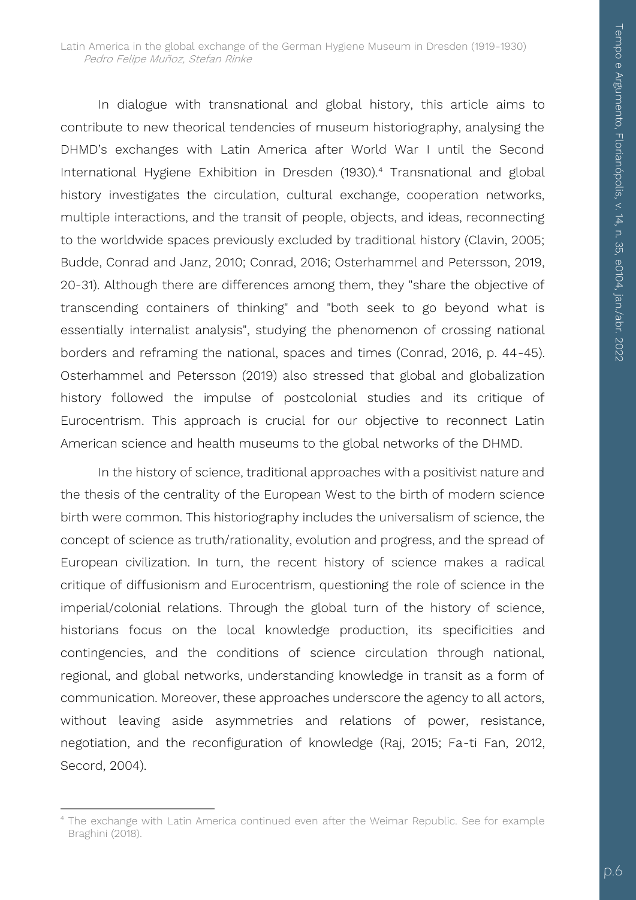In dialogue with transnational and global history, this article aims to contribute to new theorical tendencies of museum historiography, analysing the DHMD's exchanges with Latin America after World War I until the Second International Hygiene Exhibition in Dresden (1930).[4] Transnational and global history investigates the circulation, cultural exchange, cooperation networks, multiple interactions, and the transit of people, objects, and ideas, reconnecting to the worldwide spaces previously excluded by traditional history (Clavin, 2005; Budde, Conrad and Janz, 2010; Conrad, 2016; Osterhammel and Petersson, 2019, 20-31). Although there are differences among them, they "share the objective of transcending containers of thinking" and "both seek to go beyond what is essentially internalist analysis", studying the phenomenon of crossing national borders and reframing the national, spaces and times (Conrad, 2016, p. 44-45). Osterhammel and Petersson (2019) also stressed that global and globalization history followed the impulse of postcolonial studies and its critique of Eurocentrism. This approach is crucial for our objective to reconnect Latin American science and health museums to the global networks of the DHMD.

In the history of science, traditional approaches with a positivist nature and the thesis of the centrality of the European West to the birth of modern science birth were common. This historiography includes the universalism of science, the concept of science as truth/rationality, evolution and progress, and the spread of European civilization. In turn, the recent history of science makes a radical critique of diffusionism and Eurocentrism, questioning the role of science in the imperial/colonial relations. Through the global turn of the history of science, historians focus on the local knowledge production, its specificities and contingencies, and the conditions of science circulation through national, regional, and global networks, understanding knowledge in transit as a form of communication. Moreover, these approaches underscore the agency to all actors, without leaving aside asymmetries and relations of power, resistance, negotiation, and the reconfiguration of knowledge (Raj, 2015; Fa-ti Fan, 2012, Secord, 2004).

---

[4] The exchange with Latin America continued even after the Weimar Republic. See for example Braghini (2018).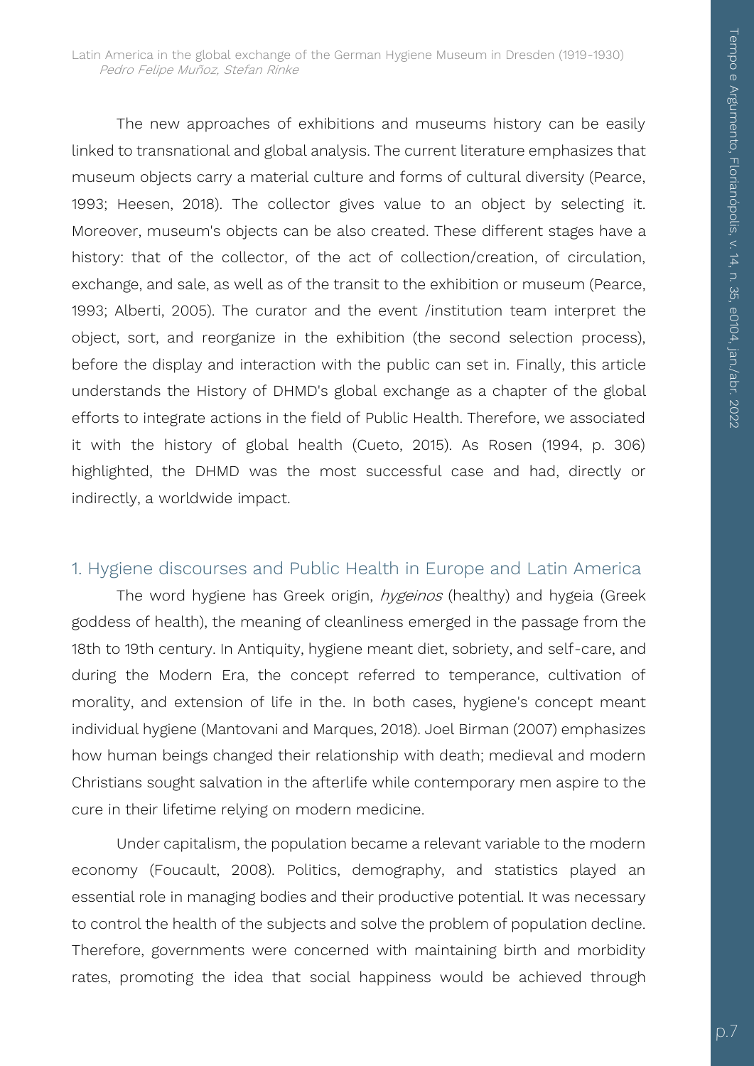The new approaches of exhibitions and museums history can be easily linked to transnational and global analysis. The current literature emphasizes that museum objects carry a material culture and forms of cultural diversity (Pearce, 1993; Heesen, 2018). The collector gives value to an object by selecting it. Moreover, museum's objects can be also created. These different stages have a history: that of the collector, of the act of collection/creation, of circulation, exchange, and sale, as well as of the transit to the exhibition or museum (Pearce, 1993; Alberti, 2005). The curator and the event /institution team interpret the object, sort, and reorganize in the exhibition (the second selection process), before the display and interaction with the public can set in. Finally, this article understands the History of DHMD's global exchange as a chapter of the global efforts to integrate actions in the field of Public Health. Therefore, we associated it with the history of global health (Cueto, 2015). As Rosen (1994, p. 306) highlighted, the DHMD was the most successful case and had, directly or indirectly, a worldwide impact.

## 1. Hygiene discourses and Public Health in Europe and Latin America

The word hygiene has Greek origin, *hygeinos* (healthy) and hygeia (Greek goddess of health), the meaning of cleanliness emerged in the passage from the 18th to 19th century. In Antiquity, hygiene meant diet, sobriety, and self-care, and during the Modern Era, the concept referred to temperance, cultivation of morality, and extension of life in the. In both cases, hygiene's concept meant individual hygiene (Mantovani and Marques, 2018). Joel Birman (2007) emphasizes how human beings changed their relationship with death; medieval and modern Christians sought salvation in the afterlife while contemporary men aspire to the cure in their lifetime relying on modern medicine.

Under capitalism, the population became a relevant variable to the modern economy (Foucault, 2008). Politics, demography, and statistics played an essential role in managing bodies and their productive potential. It was necessary to control the health of the subjects and solve the problem of population decline. Therefore, governments were concerned with maintaining birth and morbidity rates, promoting the idea that social happiness would be achieved through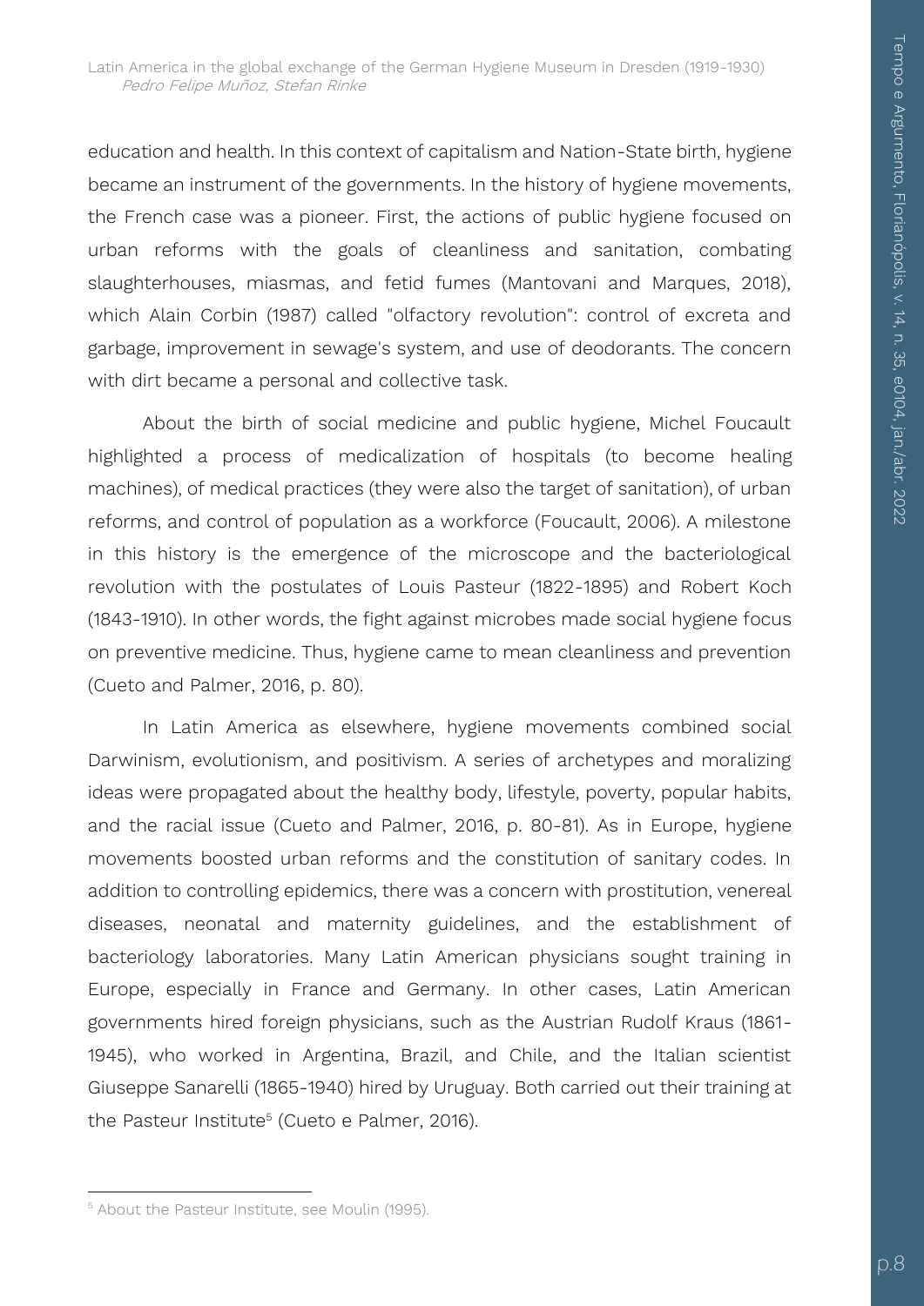education and health. In this context of capitalism and Nation-State birth, hygiene became an instrument of the governments. In the history of hygiene movements, the French case was a pioneer. First, the actions of public hygiene focused on urban reforms with the goals of cleanliness and sanitation, combating slaughterhouses, miasmas, and fetid fumes (Mantovani and Marques, 2018), which Alain Corbin (1987) called "olfactory revolution": control of excreta and garbage, improvement in sewage's system, and use of deodorants. The concern with dirt became a personal and collective task.

About the birth of social medicine and public hygiene, Michel Foucault highlighted a process of medicalization of hospitals (to become healing machines), of medical practices (they were also the target of sanitation), of urban reforms, and control of population as a workforce (Foucault, 2006). A milestone in this history is the emergence of the microscope and the bacteriological revolution with the postulates of Louis Pasteur (1822-1895) and Robert Koch (1843-1910). In other words, the fight against microbes made social hygiene focus on preventive medicine. Thus, hygiene came to mean cleanliness and prevention (Cueto and Palmer, 2016, p. 80).

In Latin America as elsewhere, hygiene movements combined social Darwinism, evolutionism, and positivism. A series of archetypes and moralizing ideas were propagated about the healthy body, lifestyle, poverty, popular habits, and the racial issue (Cueto and Palmer, 2016, p. 80-81). As in Europe, hygiene movements boosted urban reforms and the constitution of sanitary codes. In addition to controlling epidemics, there was a concern with prostitution, venereal diseases, neonatal and maternity guidelines, and the establishment of bacteriology laboratories. Many Latin American physicians sought training in Europe, especially in France and Germany. In other cases, Latin American governments hired foreign physicians, such as the Austrian Rudolf Kraus (1861-1945), who worked in Argentina, Brazil, and Chile, and the Italian scientist Giuseppe Sanarelli (1865-1940) hired by Uruguay. Both carried out their training at the Pasteur Institute[5] (Cueto e Palmer, 2016).

[5] About the Pasteur Institute, see Moulin (1995).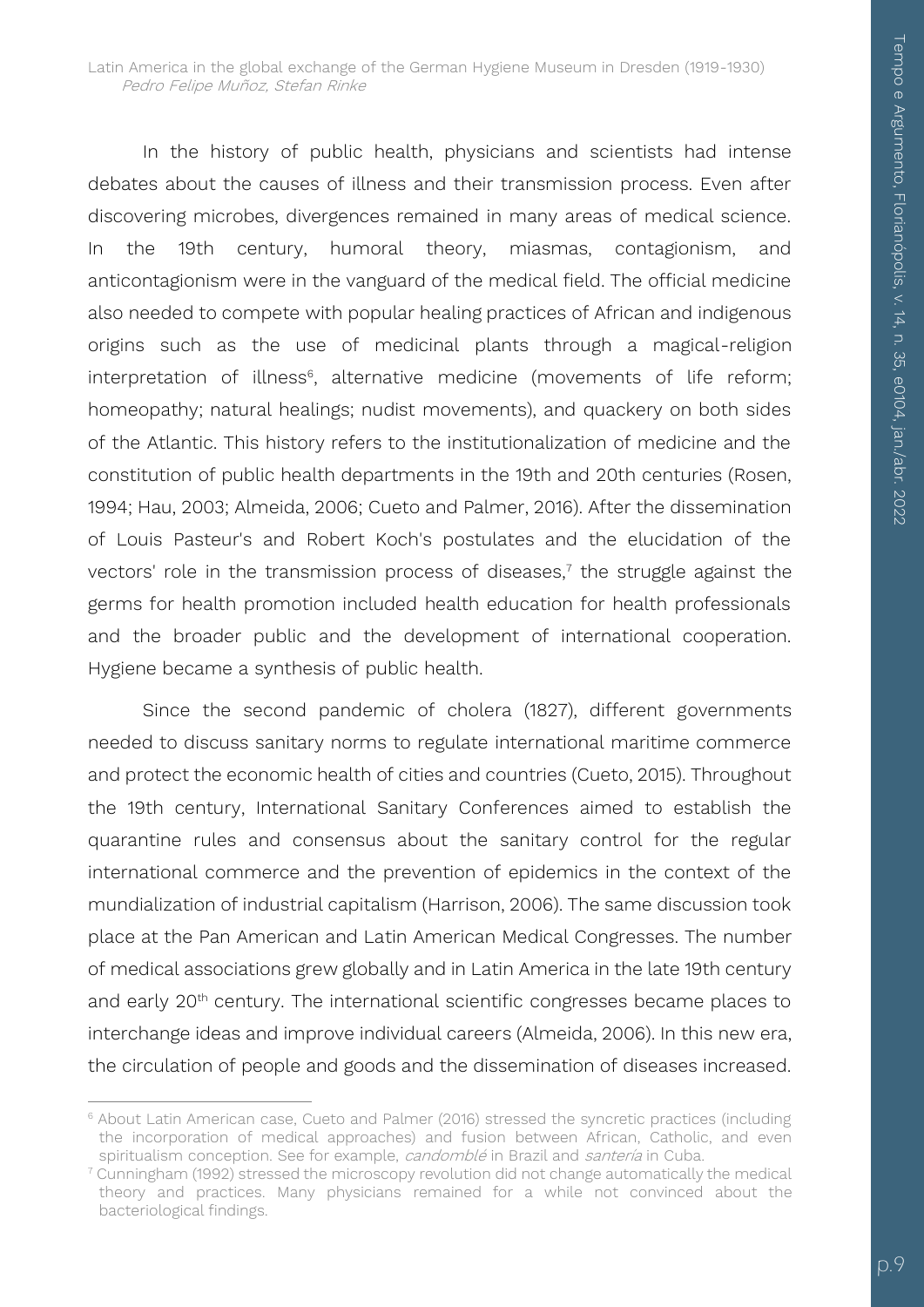In the history of public health, physicians and scientists had intense debates about the causes of illness and their transmission process. Even after discovering microbes, divergences remained in many areas of medical science. In the 19th century, humoral theory, miasmas, contagionism, and anticontagionism were in the vanguard of the medical field. The official medicine also needed to compete with popular healing practices of African and indigenous origins such as the use of medicinal plants through a magical-religion interpretation of illness[6], alternative medicine (movements of life reform; homeopathy; natural healings; nudist movements), and quackery on both sides of the Atlantic. This history refers to the institutionalization of medicine and the constitution of public health departments in the 19th and 20th centuries (Rosen, 1994; Hau, 2003; Almeida, 2006; Cueto and Palmer, 2016). After the dissemination of Louis Pasteur's and Robert Koch's postulates and the elucidation of the vectors' role in the transmission process of diseases,[7] the struggle against the germs for health promotion included health education for health professionals and the broader public and the development of international cooperation. Hygiene became a synthesis of public health.

Since the second pandemic of cholera (1827), different governments needed to discuss sanitary norms to regulate international maritime commerce and protect the economic health of cities and countries (Cueto, 2015). Throughout the 19th century, International Sanitary Conferences aimed to establish the quarantine rules and consensus about the sanitary control for the regular international commerce and the prevention of epidemics in the context of the mundialization of industrial capitalism (Harrison, 2006). The same discussion took place at the Pan American and Latin American Medical Congresses. The number of medical associations grew globally and in Latin America in the late 19th century and early 20th century. The international scientific congresses became places to interchange ideas and improve individual careers (Almeida, 2006). In this new era, the circulation of people and goods and the dissemination of diseases increased.

---

[6] About Latin American case, Cueto and Palmer (2016) stressed the syncretic practices (including the incorporation of medical approaches) and fusion between African, Catholic, and even spiritualism conception. See for example, *candomblé* in Brazil and *santería* in Cuba.

[7] Cunningham (1992) stressed the microscopy revolution did not change automatically the medical theory and practices. Many physicians remained for a while not convinced about the bacteriological findings.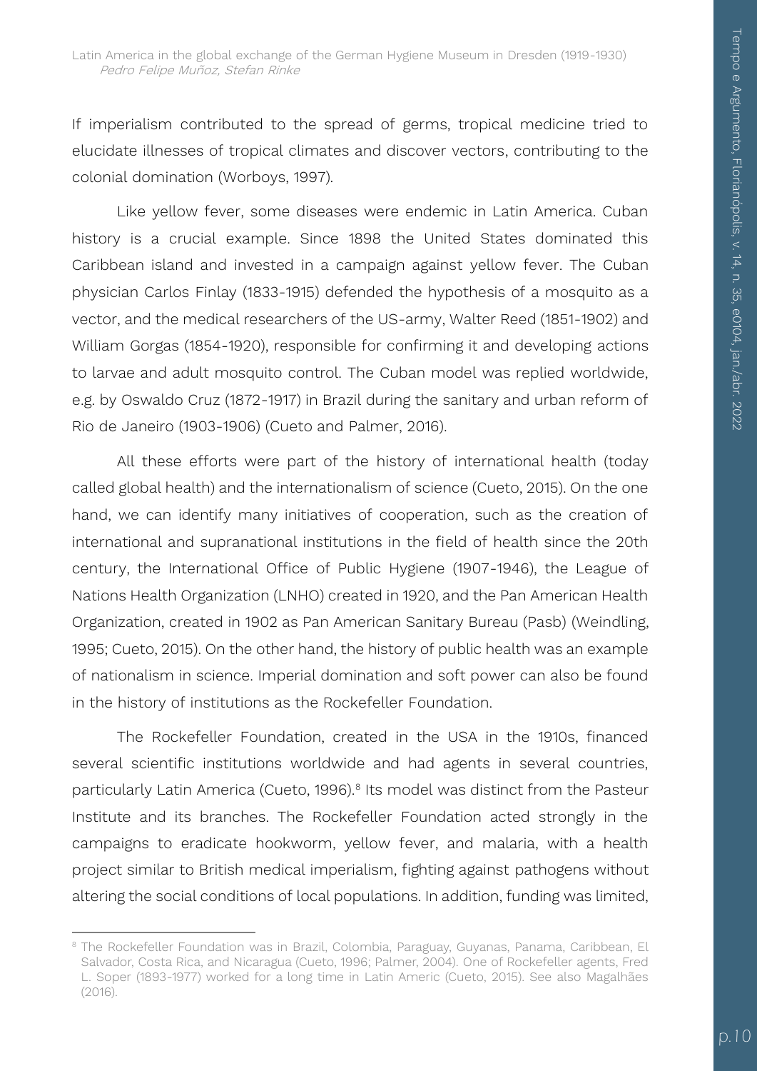If imperialism contributed to the spread of germs, tropical medicine tried to elucidate illnesses of tropical climates and discover vectors, contributing to the colonial domination (Worboys, 1997).

Like yellow fever, some diseases were endemic in Latin America. Cuban history is a crucial example. Since 1898 the United States dominated this Caribbean island and invested in a campaign against yellow fever. The Cuban physician Carlos Finlay (1833-1915) defended the hypothesis of a mosquito as a vector, and the medical researchers of the US-army, Walter Reed (1851-1902) and William Gorgas (1854-1920), responsible for confirming it and developing actions to larvae and adult mosquito control. The Cuban model was replied worldwide, e.g. by Oswaldo Cruz (1872-1917) in Brazil during the sanitary and urban reform of Rio de Janeiro (1903-1906) (Cueto and Palmer, 2016).

All these efforts were part of the history of international health (today called global health) and the internationalism of science (Cueto, 2015). On the one hand, we can identify many initiatives of cooperation, such as the creation of international and supranational institutions in the field of health since the 20th century, the International Office of Public Hygiene (1907-1946), the League of Nations Health Organization (LNHO) created in 1920, and the Pan American Health Organization, created in 1902 as Pan American Sanitary Bureau (Pasb) (Weindling, 1995; Cueto, 2015). On the other hand, the history of public health was an example of nationalism in science. Imperial domination and soft power can also be found in the history of institutions as the Rockefeller Foundation.

The Rockefeller Foundation, created in the USA in the 1910s, financed several scientific institutions worldwide and had agents in several countries, particularly Latin America (Cueto, 1996).[8] Its model was distinct from the Pasteur Institute and its branches. The Rockefeller Foundation acted strongly in the campaigns to eradicate hookworm, yellow fever, and malaria, with a health project similar to British medical imperialism, fighting against pathogens without altering the social conditions of local populations. In addition, funding was limited,

---

[8] The Rockefeller Foundation was in Brazil, Colombia, Paraguay, Guyanas, Panama, Caribbean, El Salvador, Costa Rica, and Nicaragua (Cueto, 1996; Palmer, 2004). One of Rockefeller agents, Fred L. Soper (1893-1977) worked for a long time in Latin Americ (Cueto, 2015). See also Magalhães (2016).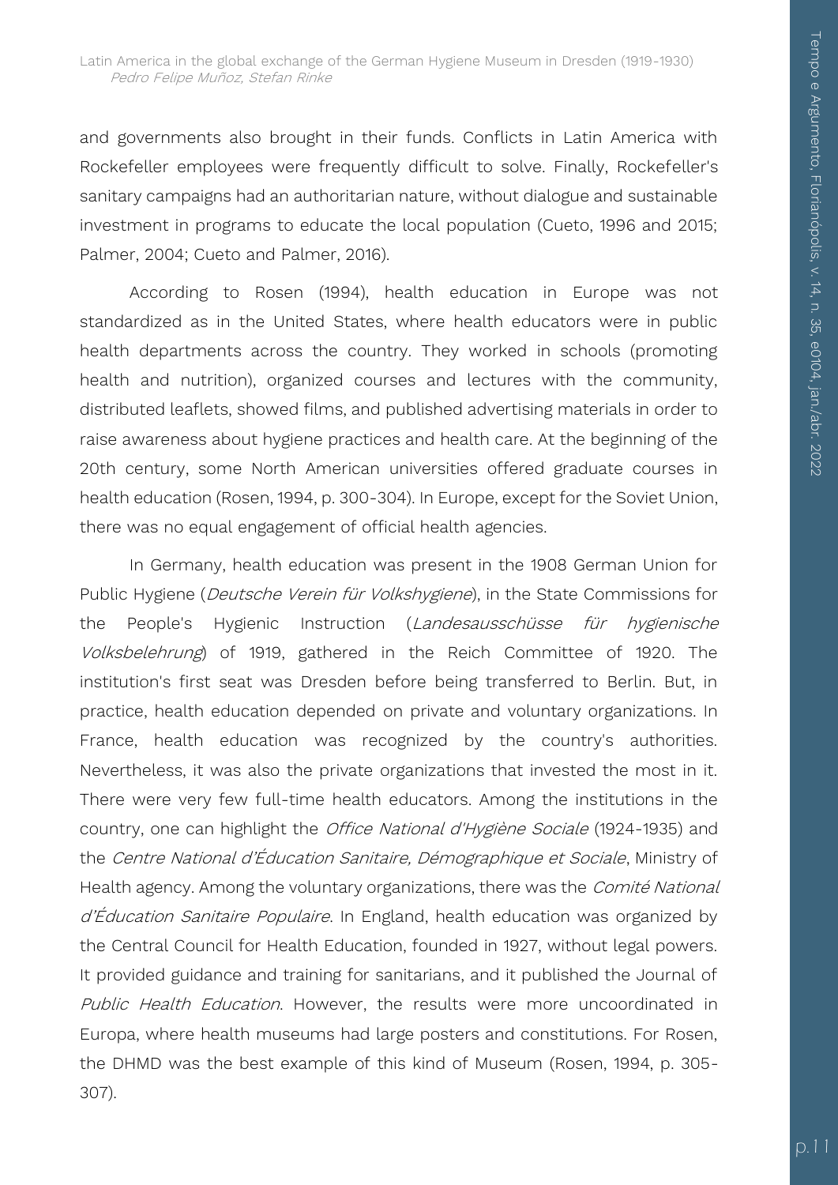and governments also brought in their funds. Conflicts in Latin America with Rockefeller employees were frequently difficult to solve. Finally, Rockefeller's sanitary campaigns had an authoritarian nature, without dialogue and sustainable investment in programs to educate the local population (Cueto, 1996 and 2015; Palmer, 2004; Cueto and Palmer, 2016).

According to Rosen (1994), health education in Europe was not standardized as in the United States, where health educators were in public health departments across the country. They worked in schools (promoting health and nutrition), organized courses and lectures with the community, distributed leaflets, showed films, and published advertising materials in order to raise awareness about hygiene practices and health care. At the beginning of the 20th century, some North American universities offered graduate courses in health education (Rosen, 1994, p. 300-304). In Europe, except for the Soviet Union, there was no equal engagement of official health agencies.

In Germany, health education was present in the 1908 German Union for Public Hygiene (*Deutsche Verein für Volkshygiene*), in the State Commissions for the People's Hygienic Instruction (*Landesausschüsse für hygienische Volksbelehrung*) of 1919, gathered in the Reich Committee of 1920. The institution's first seat was Dresden before being transferred to Berlin. But, in practice, health education depended on private and voluntary organizations. In France, health education was recognized by the country's authorities. Nevertheless, it was also the private organizations that invested the most in it. There were very few full-time health educators. Among the institutions in the country, one can highlight the *Office National d'Hygiène Sociale* (1924-1935) and the *Centre National d'Éducation Sanitaire, Démographique et Sociale*, Ministry of Health agency. Among the voluntary organizations, there was the *Comité National d'Éducation Sanitaire Populaire*. In England, health education was organized by the Central Council for Health Education, founded in 1927, without legal powers. It provided guidance and training for sanitarians, and it published the Journal of *Public Health Education*. However, the results were more uncoordinated in Europa, where health museums had large posters and constitutions. For Rosen, the DHMD was the best example of this kind of Museum (Rosen, 1994, p. 305-307).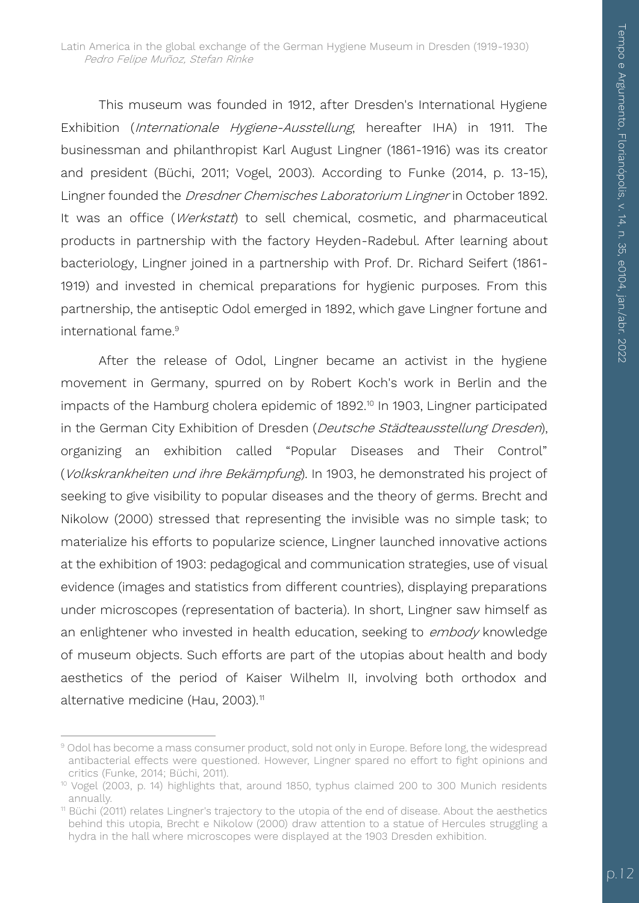This museum was founded in 1912, after Dresden's International Hygiene Exhibition (*Internationale Hygiene-Ausstellung*, hereafter IHA) in 1911. The businessman and philanthropist Karl August Lingner (1861-1916) was its creator and president (Büchi, 2011; Vogel, 2003). According to Funke (2014, p. 13-15), Lingner founded the *Dresdner Chemisches Laboratorium Lingner* in October 1892. It was an office (*Werkstatt*) to sell chemical, cosmetic, and pharmaceutical products in partnership with the factory Heyden-Radebul. After learning about bacteriology, Lingner joined in a partnership with Prof. Dr. Richard Seifert (1861-1919) and invested in chemical preparations for hygienic purposes. From this partnership, the antiseptic Odol emerged in 1892, which gave Lingner fortune and international fame.[9]

After the release of Odol, Lingner became an activist in the hygiene movement in Germany, spurred on by Robert Koch's work in Berlin and the impacts of the Hamburg cholera epidemic of 1892.[10] In 1903, Lingner participated in the German City Exhibition of Dresden (*Deutsche Städteausstellung Dresden*), organizing an exhibition called "Popular Diseases and Their Control" (*Volkskrankheiten und ihre Bekämpfung*). In 1903, he demonstrated his project of seeking to give visibility to popular diseases and the theory of germs. Brecht and Nikolow (2000) stressed that representing the invisible was no simple task; to materialize his efforts to popularize science, Lingner launched innovative actions at the exhibition of 1903: pedagogical and communication strategies, use of visual evidence (images and statistics from different countries), displaying preparations under microscopes (representation of bacteria). In short, Lingner saw himself as an enlightener who invested in health education, seeking to *embody* knowledge of museum objects. Such efforts are part of the utopias about health and body aesthetics of the period of Kaiser Wilhelm II, involving both orthodox and alternative medicine (Hau, 2003).[11]

---

[9] Odol has become a mass consumer product, sold not only in Europe. Before long, the widespread antibacterial effects were questioned. However, Lingner spared no effort to fight opinions and critics (Funke, 2014; Büchi, 2011).

[10] Vogel (2003, p. 14) highlights that, around 1850, typhus claimed 200 to 300 Munich residents annually.

[11] Büchi (2011) relates Lingner's trajectory to the utopia of the end of disease. About the aesthetics behind this utopia, Brecht e Nikolow (2000) draw attention to a statue of Hercules struggling a hydra in the hall where microscopes were displayed at the 1903 Dresden exhibition.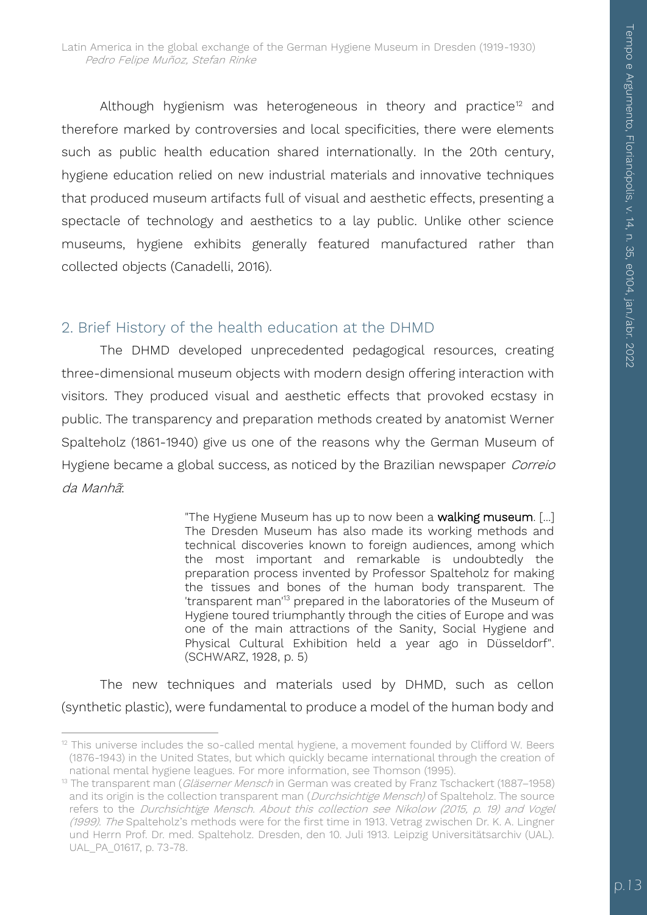Although hygienism was heterogeneous in theory and practice[12] and therefore marked by controversies and local specificities, there were elements such as public health education shared internationally. In the 20th century, hygiene education relied on new industrial materials and innovative techniques that produced museum artifacts full of visual and aesthetic effects, presenting a spectacle of technology and aesthetics to a lay public. Unlike other science museums, hygiene exhibits generally featured manufactured rather than collected objects (Canadelli, 2016).

## 2. Brief History of the health education at the DHMD

The DHMD developed unprecedented pedagogical resources, creating three-dimensional museum objects with modern design offering interaction with visitors. They produced visual and aesthetic effects that provoked ecstasy in public. The transparency and preparation methods created by anatomist Werner Spalteholz (1861-1940) give us one of the reasons why the German Museum of Hygiene became a global success, as noticed by the Brazilian newspaper *Correio da Manhã*:

> "The Hygiene Museum has up to now been a **walking museum**. [...] The Dresden Museum has also made its working methods and technical discoveries known to foreign audiences, among which the most important and remarkable is undoubtedly the preparation process invented by Professor Spalteholz for making the tissues and bones of the human body transparent. The 'transparent man'[13] prepared in the laboratories of the Museum of Hygiene toured triumphantly through the cities of Europe and was one of the main attractions of the Sanity, Social Hygiene and Physical Cultural Exhibition held a year ago in Düsseldorf". (SCHWARZ, 1928, p. 5)

The new techniques and materials used by DHMD, such as cellon (synthetic plastic), were fundamental to produce a model of the human body and

---

[12] This universe includes the so-called mental hygiene, a movement founded by Clifford W. Beers (1876-1943) in the United States, but which quickly became international through the creation of national mental hygiene leagues. For more information, see Thomson (1995).

[13] The transparent man (*Gläserner Mensch* in German was created by Franz Tschackert (1887–1958) and its origin is the collection transparent man (*Durchsichtige Mensch)* of Spalteholz. The source refers to the *Durchsichtige Mensch. About this collection see Nikolow (2015, p. 19) and Vogel (1999). The* Spalteholz's methods were for the first time in 1913. Vetrag zwischen Dr. K. A. Lingner und Herrn Prof. Dr. med. Spalteholz. Dresden, den 10. Juli 1913. Leipzig Universitätsarchiv (UAL). UAL_PA_01617, p. 73-78.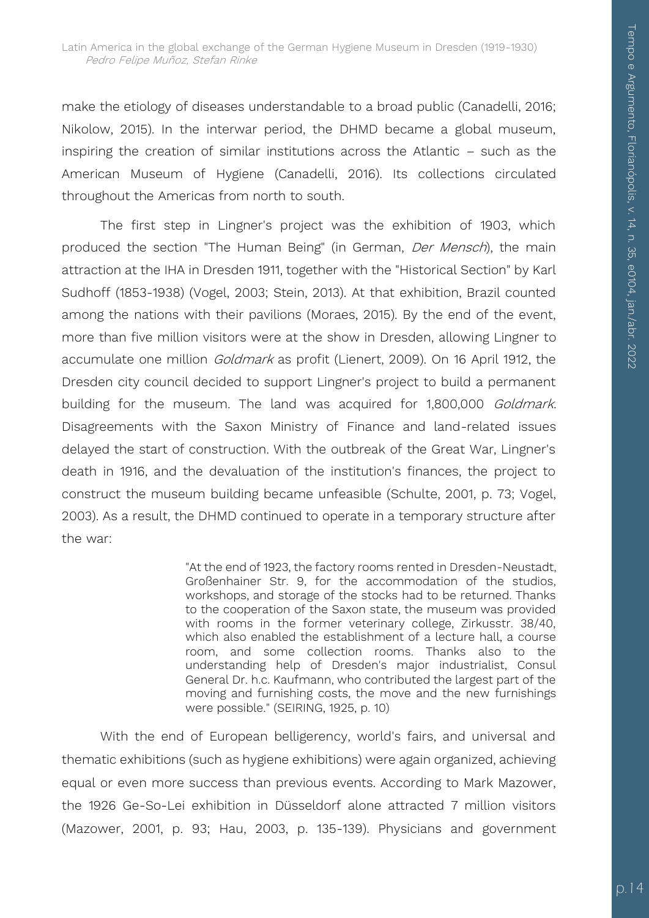make the etiology of diseases understandable to a broad public (Canadelli, 2016; Nikolow, 2015). In the interwar period, the DHMD became a global museum, inspiring the creation of similar institutions across the Atlantic – such as the American Museum of Hygiene (Canadelli, 2016). Its collections circulated throughout the Americas from north to south.

The first step in Lingner's project was the exhibition of 1903, which produced the section "The Human Being" (in German, *Der Mensch*), the main attraction at the IHA in Dresden 1911, together with the "Historical Section" by Karl Sudhoff (1853-1938) (Vogel, 2003; Stein, 2013). At that exhibition, Brazil counted among the nations with their pavilions (Moraes, 2015). By the end of the event, more than five million visitors were at the show in Dresden, allowing Lingner to accumulate one million *Goldmark* as profit (Lienert, 2009). On 16 April 1912, the Dresden city council decided to support Lingner's project to build a permanent building for the museum. The land was acquired for 1,800,000 *Goldmark*. Disagreements with the Saxon Ministry of Finance and land-related issues delayed the start of construction. With the outbreak of the Great War, Lingner's death in 1916, and the devaluation of the institution's finances, the project to construct the museum building became unfeasible (Schulte, 2001, p. 73; Vogel, 2003). As a result, the DHMD continued to operate in a temporary structure after the war:

> "At the end of 1923, the factory rooms rented in Dresden-Neustadt, Großenhainer Str. 9, for the accommodation of the studios, workshops, and storage of the stocks had to be returned. Thanks to the cooperation of the Saxon state, the museum was provided with rooms in the former veterinary college, Zirkusstr. 38/40, which also enabled the establishment of a lecture hall, a course room, and some collection rooms. Thanks also to the understanding help of Dresden's major industrialist, Consul General Dr. h.c. Kaufmann, who contributed the largest part of the moving and furnishing costs, the move and the new furnishings were possible." (SEIRING, 1925, p. 10)

With the end of European belligerency, world's fairs, and universal and thematic exhibitions (such as hygiene exhibitions) were again organized, achieving equal or even more success than previous events. According to Mark Mazower, the 1926 Ge-So-Lei exhibition in Düsseldorf alone attracted 7 million visitors (Mazower, 2001, p. 93; Hau, 2003, p. 135-139). Physicians and government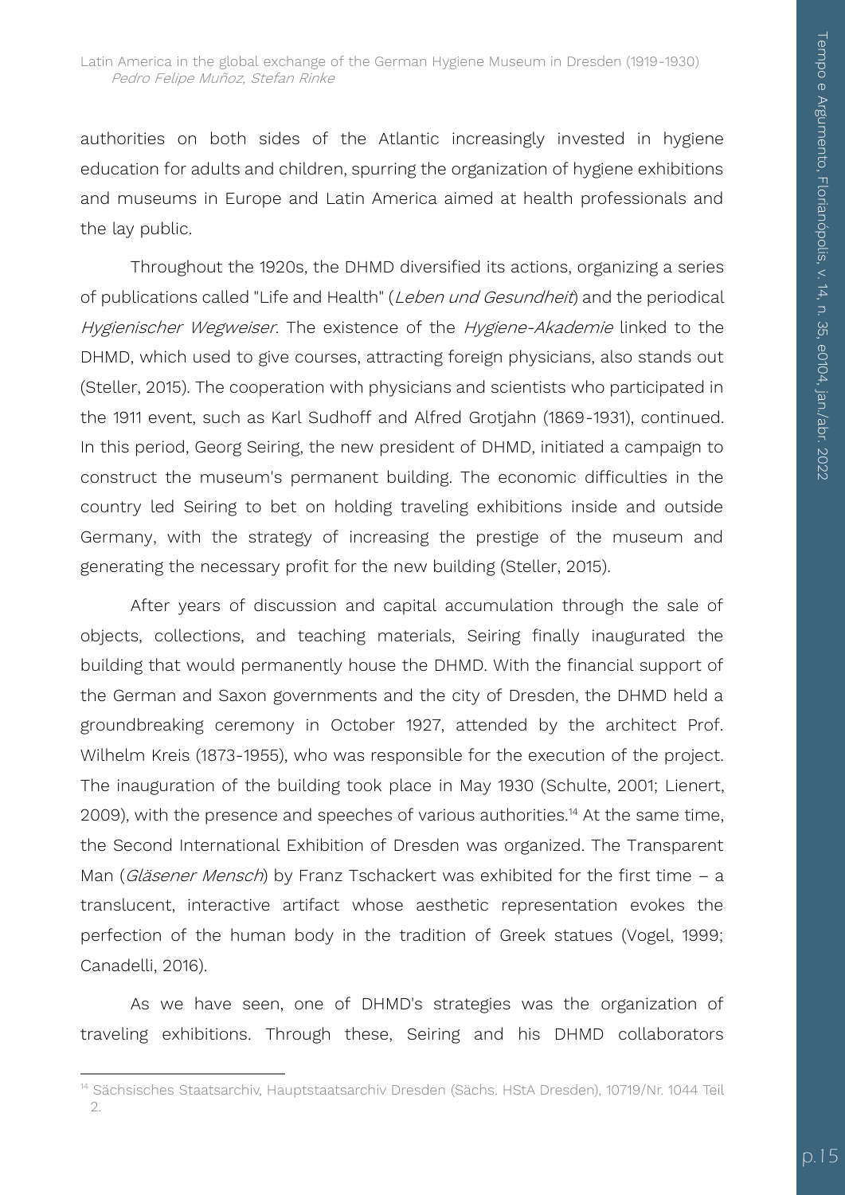authorities on both sides of the Atlantic increasingly invested in hygiene education for adults and children, spurring the organization of hygiene exhibitions and museums in Europe and Latin America aimed at health professionals and the lay public.

Throughout the 1920s, the DHMD diversified its actions, organizing a series of publications called "Life and Health" (*Leben und Gesundheit*) and the periodical *Hygienischer Wegweiser*. The existence of the *Hygiene-Akademie* linked to the DHMD, which used to give courses, attracting foreign physicians, also stands out (Steller, 2015). The cooperation with physicians and scientists who participated in the 1911 event, such as Karl Sudhoff and Alfred Grotjahn (1869-1931), continued. In this period, Georg Seiring, the new president of DHMD, initiated a campaign to construct the museum's permanent building. The economic difficulties in the country led Seiring to bet on holding traveling exhibitions inside and outside Germany, with the strategy of increasing the prestige of the museum and generating the necessary profit for the new building (Steller, 2015).

After years of discussion and capital accumulation through the sale of objects, collections, and teaching materials, Seiring finally inaugurated the building that would permanently house the DHMD. With the financial support of the German and Saxon governments and the city of Dresden, the DHMD held a groundbreaking ceremony in October 1927, attended by the architect Prof. Wilhelm Kreis (1873-1955), who was responsible for the execution of the project. The inauguration of the building took place in May 1930 (Schulte, 2001; Lienert, 2009), with the presence and speeches of various authorities.[14] At the same time, the Second International Exhibition of Dresden was organized. The Transparent Man (*Gläsener Mensch*) by Franz Tschackert was exhibited for the first time – a translucent, interactive artifact whose aesthetic representation evokes the perfection of the human body in the tradition of Greek statues (Vogel, 1999; Canadelli, 2016).

As we have seen, one of DHMD's strategies was the organization of traveling exhibitions. Through these, Seiring and his DHMD collaborators

---

[14] Sächsisches Staatsarchiv, Hauptstaatsarchiv Dresden (Sächs. HStA Dresden), 10719/Nr. 1044 Teil 2.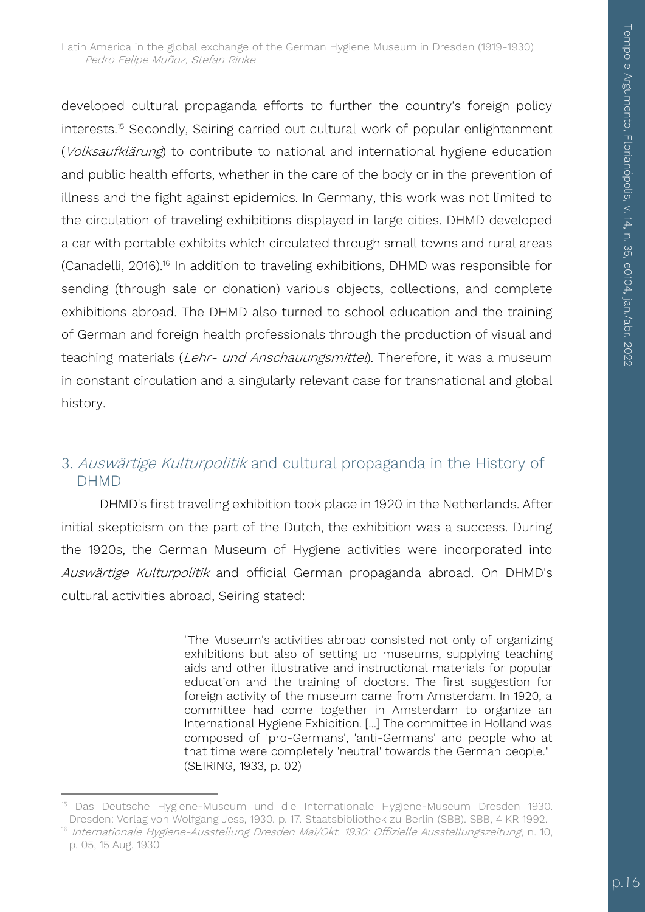developed cultural propaganda efforts to further the country's foreign policy interests.[15] Secondly, Seiring carried out cultural work of popular enlightenment (*Volksaufklärung*) to contribute to national and international hygiene education and public health efforts, whether in the care of the body or in the prevention of illness and the fight against epidemics. In Germany, this work was not limited to the circulation of traveling exhibitions displayed in large cities. DHMD developed a car with portable exhibits which circulated through small towns and rural areas (Canadelli, 2016).[16] In addition to traveling exhibitions, DHMD was responsible for sending (through sale or donation) various objects, collections, and complete exhibitions abroad. The DHMD also turned to school education and the training of German and foreign health professionals through the production of visual and teaching materials (*Lehr- und Anschauungsmittel*). Therefore, it was a museum in constant circulation and a singularly relevant case for transnational and global history.

## 3. *Auswärtige Kulturpolitik* and cultural propaganda in the History of DHMD

DHMD's first traveling exhibition took place in 1920 in the Netherlands. After initial skepticism on the part of the Dutch, the exhibition was a success. During the 1920s, the German Museum of Hygiene activities were incorporated into *Auswärtige Kulturpolitik* and official German propaganda abroad. On DHMD's cultural activities abroad, Seiring stated:

> "The Museum's activities abroad consisted not only of organizing exhibitions but also of setting up museums, supplying teaching aids and other illustrative and instructional materials for popular education and the training of doctors. The first suggestion for foreign activity of the museum came from Amsterdam. In 1920, a committee had come together in Amsterdam to organize an International Hygiene Exhibition. [...] The committee in Holland was composed of 'pro-Germans', 'anti-Germans' and people who at that time were completely 'neutral' towards the German people." (SEIRING, 1933, p. 02)

---

[15] Das Deutsche Hygiene-Museum und die Internationale Hygiene-Museum Dresden 1930. Dresden: Verlag von Wolfgang Jess, 1930. p. 17. Staatsbibliothek zu Berlin (SBB). SBB, 4 KR 1992.

[16] *Internationale Hygiene-Ausstellung Dresden Mai/Okt. 1930: Offizielle Ausstellungszeitung*, n. 10, p. 05, 15 Aug. 1930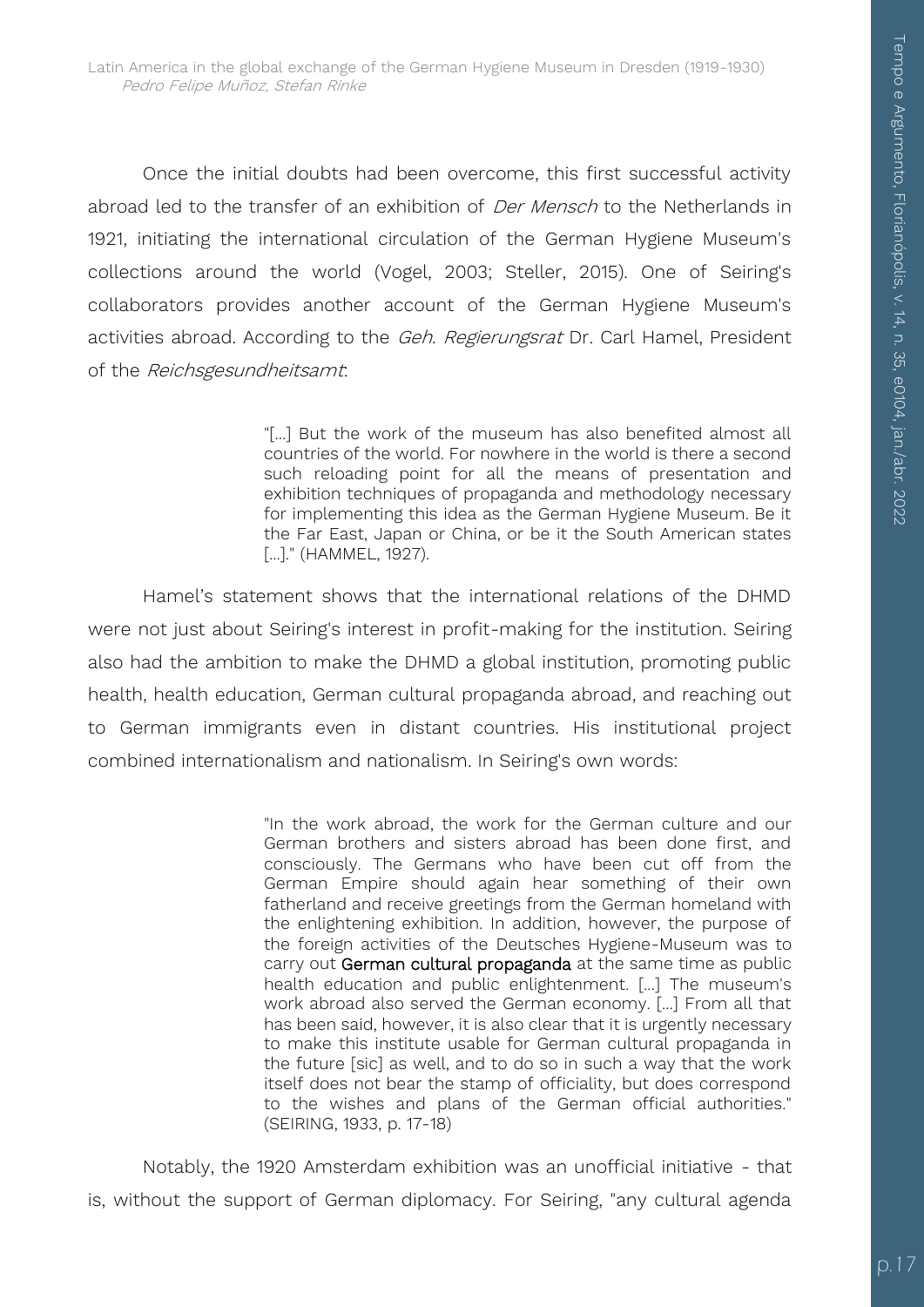Once the initial doubts had been overcome, this first successful activity abroad led to the transfer of an exhibition of *Der Mensch* to the Netherlands in 1921, initiating the international circulation of the German Hygiene Museum's collections around the world (Vogel, 2003; Steller, 2015). One of Seiring's collaborators provides another account of the German Hygiene Museum's activities abroad. According to the *Geh. Regierungsrat* Dr. Carl Hamel, President of the *Reichsgesundheitsamt*:

> "[...] But the work of the museum has also benefited almost all countries of the world. For nowhere in the world is there a second such reloading point for all the means of presentation and exhibition techniques of propaganda and methodology necessary for implementing this idea as the German Hygiene Museum. Be it the Far East, Japan or China, or be it the South American states [...]." (HAMMEL, 1927).

Hamel's statement shows that the international relations of the DHMD were not just about Seiring's interest in profit-making for the institution. Seiring also had the ambition to make the DHMD a global institution, promoting public health, health education, German cultural propaganda abroad, and reaching out to German immigrants even in distant countries. His institutional project combined internationalism and nationalism. In Seiring's own words:

> "In the work abroad, the work for the German culture and our German brothers and sisters abroad has been done first, and consciously. The Germans who have been cut off from the German Empire should again hear something of their own fatherland and receive greetings from the German homeland with the enlightening exhibition. In addition, however, the purpose of the foreign activities of the Deutsches Hygiene-Museum was to carry out **German cultural propaganda** at the same time as public health education and public enlightenment. [...] The museum's work abroad also served the German economy. [...] From all that has been said, however, it is also clear that it is urgently necessary to make this institute usable for German cultural propaganda in the future [sic] as well, and to do so in such a way that the work itself does not bear the stamp of officiality, but does correspond to the wishes and plans of the German official authorities." (SEIRING, 1933, p. 17-18)

Notably, the 1920 Amsterdam exhibition was an unofficial initiative - that is, without the support of German diplomacy. For Seiring, "any cultural agenda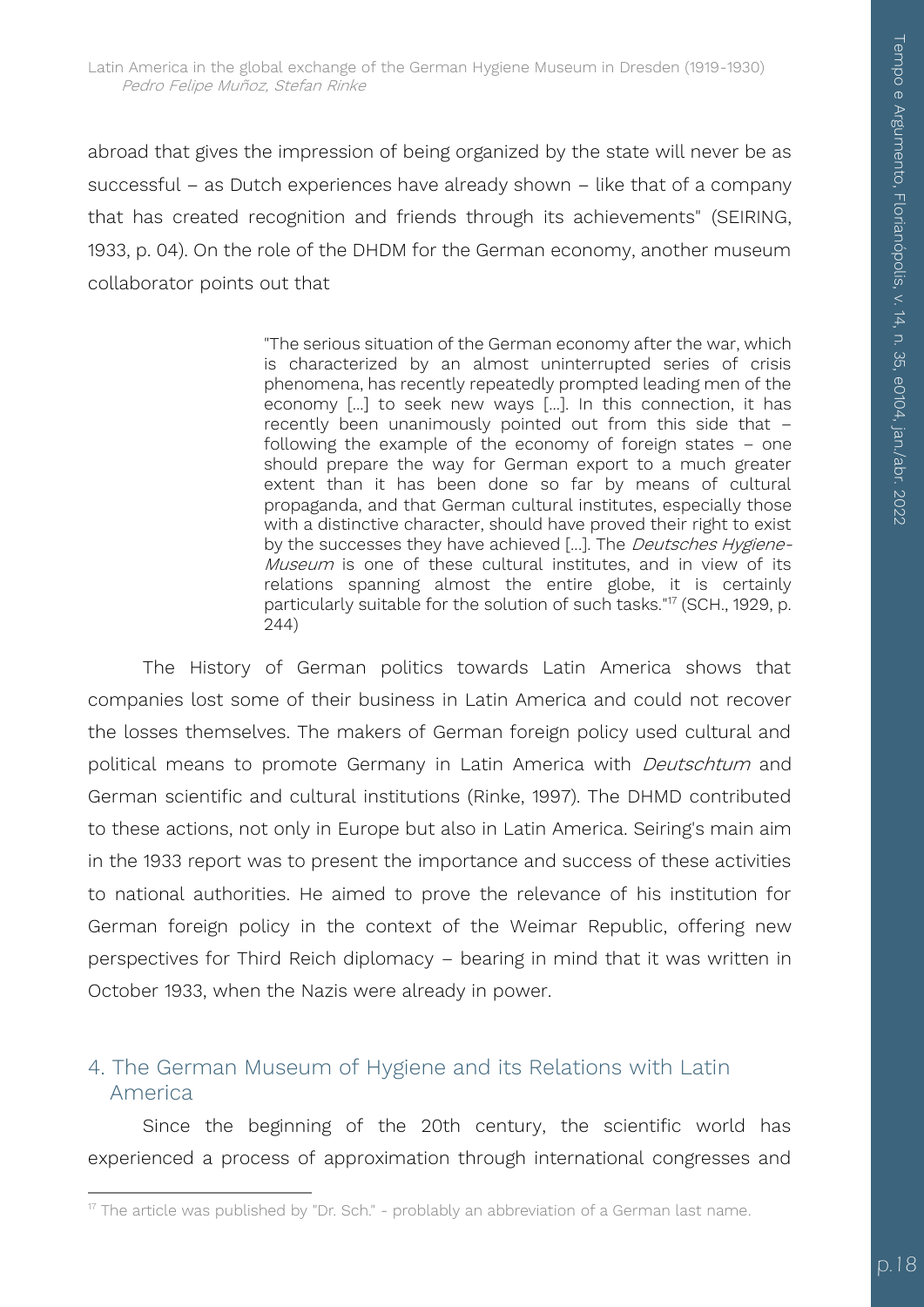abroad that gives the impression of being organized by the state will never be as successful – as Dutch experiences have already shown – like that of a company that has created recognition and friends through its achievements" (SEIRING, 1933, p. 04). On the role of the DHDM for the German economy, another museum collaborator points out that

> "The serious situation of the German economy after the war, which is characterized by an almost uninterrupted series of crisis phenomena, has recently repeatedly prompted leading men of the economy [...] to seek new ways [...]. In this connection, it has recently been unanimously pointed out from this side that – following the example of the economy of foreign states – one should prepare the way for German export to a much greater extent than it has been done so far by means of cultural propaganda, and that German cultural institutes, especially those with a distinctive character, should have proved their right to exist by the successes they have achieved [...]. The *Deutsches Hygiene-Museum* is one of these cultural institutes, and in view of its relations spanning almost the entire globe, it is certainly particularly suitable for the solution of such tasks."[17] (SCH., 1929, p. 244)

The History of German politics towards Latin America shows that companies lost some of their business in Latin America and could not recover the losses themselves. The makers of German foreign policy used cultural and political means to promote Germany in Latin America with *Deutschtum* and German scientific and cultural institutions (Rinke, 1997). The DHMD contributed to these actions, not only in Europe but also in Latin America. Seiring's main aim in the 1933 report was to present the importance and success of these activities to national authorities. He aimed to prove the relevance of his institution for German foreign policy in the context of the Weimar Republic, offering new perspectives for Third Reich diplomacy – bearing in mind that it was written in October 1933, when the Nazis were already in power.

## 4. The German Museum of Hygiene and its Relations with Latin America

Since the beginning of the 20th century, the scientific world has experienced a process of approximation through international congresses and

[17] The article was published by "Dr. Sch." - problably an abbreviation of a German last name.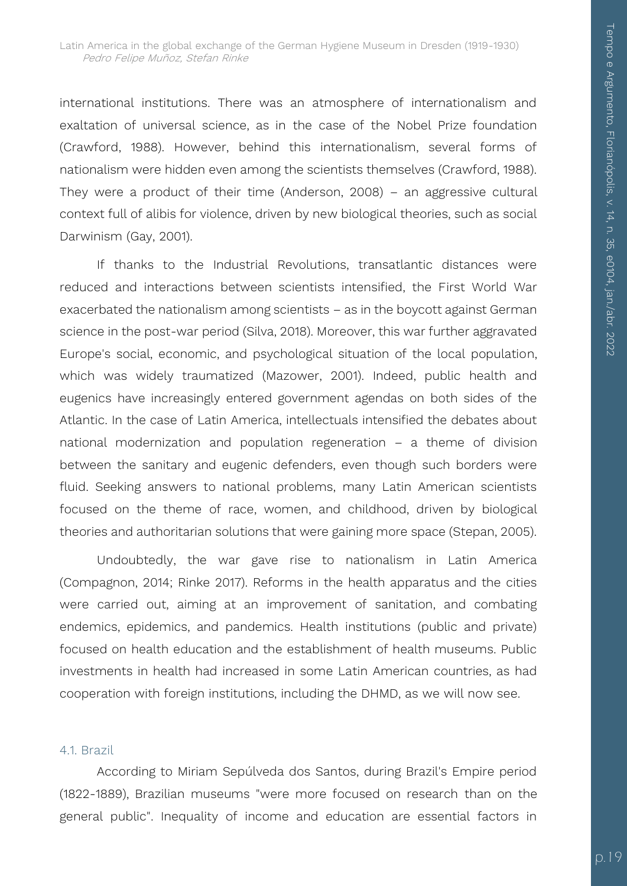international institutions. There was an atmosphere of internationalism and exaltation of universal science, as in the case of the Nobel Prize foundation (Crawford, 1988). However, behind this internationalism, several forms of nationalism were hidden even among the scientists themselves (Crawford, 1988). They were a product of their time (Anderson, 2008) – an aggressive cultural context full of alibis for violence, driven by new biological theories, such as social Darwinism (Gay, 2001).

If thanks to the Industrial Revolutions, transatlantic distances were reduced and interactions between scientists intensified, the First World War exacerbated the nationalism among scientists – as in the boycott against German science in the post-war period (Silva, 2018). Moreover, this war further aggravated Europe's social, economic, and psychological situation of the local population, which was widely traumatized (Mazower, 2001). Indeed, public health and eugenics have increasingly entered government agendas on both sides of the Atlantic. In the case of Latin America, intellectuals intensified the debates about national modernization and population regeneration – a theme of division between the sanitary and eugenic defenders, even though such borders were fluid. Seeking answers to national problems, many Latin American scientists focused on the theme of race, women, and childhood, driven by biological theories and authoritarian solutions that were gaining more space (Stepan, 2005).

Undoubtedly, the war gave rise to nationalism in Latin America (Compagnon, 2014; Rinke 2017). Reforms in the health apparatus and the cities were carried out, aiming at an improvement of sanitation, and combating endemics, epidemics, and pandemics. Health institutions (public and private) focused on health education and the establishment of health museums. Public investments in health had increased in some Latin American countries, as had cooperation with foreign institutions, including the DHMD, as we will now see.

### 4.1. Brazil

According to Miriam Sepúlveda dos Santos, during Brazil's Empire period (1822-1889), Brazilian museums "were more focused on research than on the general public". Inequality of income and education are essential factors in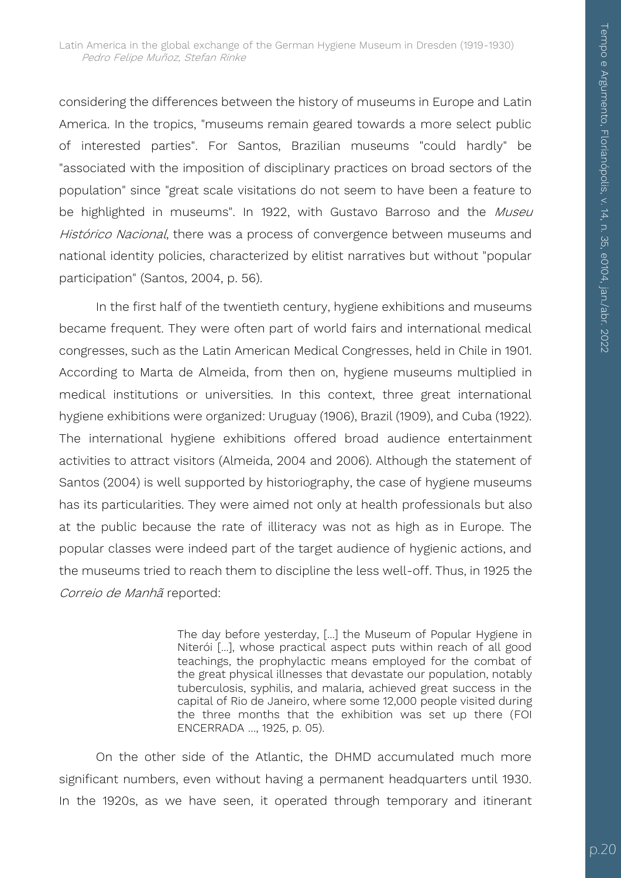considering the differences between the history of museums in Europe and Latin America. In the tropics, "museums remain geared towards a more select public of interested parties". For Santos, Brazilian museums "could hardly" be "associated with the imposition of disciplinary practices on broad sectors of the population" since "great scale visitations do not seem to have been a feature to be highlighted in museums". In 1922, with Gustavo Barroso and the *Museu Histórico Nacional*, there was a process of convergence between museums and national identity policies, characterized by elitist narratives but without "popular participation" (Santos, 2004, p. 56).

In the first half of the twentieth century, hygiene exhibitions and museums became frequent. They were often part of world fairs and international medical congresses, such as the Latin American Medical Congresses, held in Chile in 1901. According to Marta de Almeida, from then on, hygiene museums multiplied in medical institutions or universities. In this context, three great international hygiene exhibitions were organized: Uruguay (1906), Brazil (1909), and Cuba (1922). The international hygiene exhibitions offered broad audience entertainment activities to attract visitors (Almeida, 2004 and 2006). Although the statement of Santos (2004) is well supported by historiography, the case of hygiene museums has its particularities. They were aimed not only at health professionals but also at the public because the rate of illiteracy was not as high as in Europe. The popular classes were indeed part of the target audience of hygienic actions, and the museums tried to reach them to discipline the less well-off. Thus, in 1925 the *Correio de Manhã* reported:

> The day before yesterday, [...] the Museum of Popular Hygiene in Niterói [...], whose practical aspect puts within reach of all good teachings, the prophylactic means employed for the combat of the great physical illnesses that devastate our population, notably tuberculosis, syphilis, and malaria, achieved great success in the capital of Rio de Janeiro, where some 12,000 people visited during the three months that the exhibition was set up there (FOI ENCERRADA ..., 1925, p. 05).

On the other side of the Atlantic, the DHMD accumulated much more significant numbers, even without having a permanent headquarters until 1930. In the 1920s, as we have seen, it operated through temporary and itinerant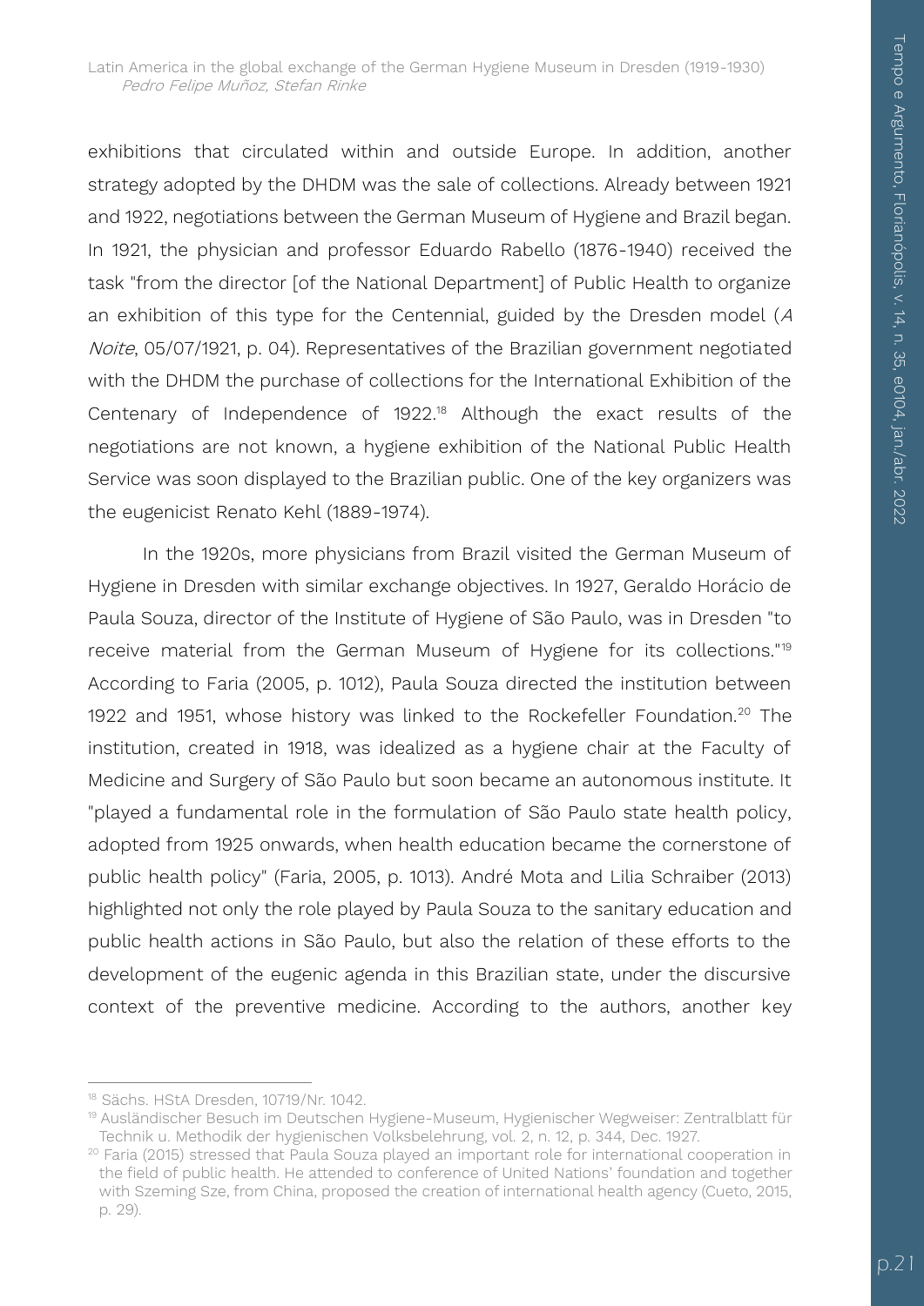exhibitions that circulated within and outside Europe. In addition, another strategy adopted by the DHDM was the sale of collections. Already between 1921 and 1922, negotiations between the German Museum of Hygiene and Brazil began. In 1921, the physician and professor Eduardo Rabello (1876-1940) received the task "from the director [of the National Department] of Public Health to organize an exhibition of this type for the Centennial, guided by the Dresden model (*A Noite*, 05/07/1921, p. 04). Representatives of the Brazilian government negotiated with the DHDM the purchase of collections for the International Exhibition of the Centenary of Independence of 1922.[18] Although the exact results of the negotiations are not known, a hygiene exhibition of the National Public Health Service was soon displayed to the Brazilian public. One of the key organizers was the eugenicist Renato Kehl (1889-1974).

In the 1920s, more physicians from Brazil visited the German Museum of Hygiene in Dresden with similar exchange objectives. In 1927, Geraldo Horácio de Paula Souza, director of the Institute of Hygiene of São Paulo, was in Dresden "to receive material from the German Museum of Hygiene for its collections."[19] According to Faria (2005, p. 1012), Paula Souza directed the institution between 1922 and 1951, whose history was linked to the Rockefeller Foundation.[20] The institution, created in 1918, was idealized as a hygiene chair at the Faculty of Medicine and Surgery of São Paulo but soon became an autonomous institute. It "played a fundamental role in the formulation of São Paulo state health policy, adopted from 1925 onwards, when health education became the cornerstone of public health policy" (Faria, 2005, p. 1013). André Mota and Lilia Schraiber (2013) highlighted not only the role played by Paula Souza to the sanitary education and public health actions in São Paulo, but also the relation of these efforts to the development of the eugenic agenda in this Brazilian state, under the discursive context of the preventive medicine. According to the authors, another key

---

[18] Sächs. HStA Dresden, 10719/Nr. 1042.

[19] Ausländischer Besuch im Deutschen Hygiene-Museum, Hygienischer Wegweiser: Zentralblatt für Technik u. Methodik der hygienischen Volksbelehrung, vol. 2, n. 12, p. 344, Dec. 1927.

[20] Faria (2015) stressed that Paula Souza played an important role for international cooperation in the field of public health. He attended to conference of United Nations' foundation and together with Szeming Sze, from China, proposed the creation of international health agency (Cueto, 2015, p. 29).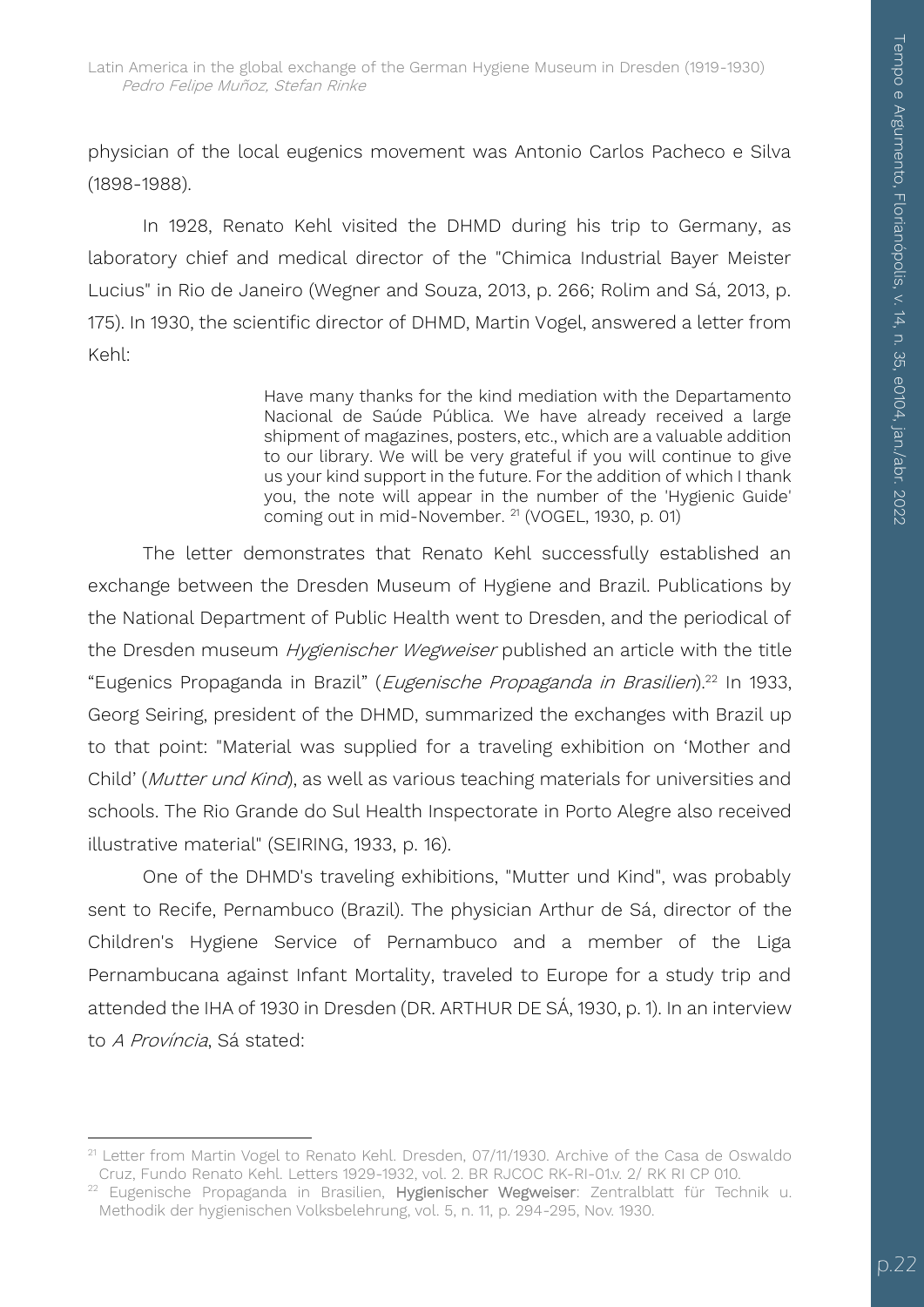physician of the local eugenics movement was Antonio Carlos Pacheco e Silva (1898-1988).

In 1928, Renato Kehl visited the DHMD during his trip to Germany, as laboratory chief and medical director of the "Chimica Industrial Bayer Meister Lucius" in Rio de Janeiro (Wegner and Souza, 2013, p. 266; Rolim and Sá, 2013, p. 175). In 1930, the scientific director of DHMD, Martin Vogel, answered a letter from Kehl:

> Have many thanks for the kind mediation with the Departamento Nacional de Saúde Pública. We have already received a large shipment of magazines, posters, etc., which are a valuable addition to our library. We will be very grateful if you will continue to give us your kind support in the future. For the addition of which I thank you, the note will appear in the number of the 'Hygienic Guide' coming out in mid-November. [21] (VOGEL, 1930, p. 01)

The letter demonstrates that Renato Kehl successfully established an exchange between the Dresden Museum of Hygiene and Brazil. Publications by the National Department of Public Health went to Dresden, and the periodical of the Dresden museum *Hygienischer Wegweiser* published an article with the title "Eugenics Propaganda in Brazil" (*Eugenische Propaganda in Brasilien*).[22] In 1933, Georg Seiring, president of the DHMD, summarized the exchanges with Brazil up to that point: "Material was supplied for a traveling exhibition on 'Mother and Child' (*Mutter und Kind*), as well as various teaching materials for universities and schools. The Rio Grande do Sul Health Inspectorate in Porto Alegre also received illustrative material" (SEIRING, 1933, p. 16).

One of the DHMD's traveling exhibitions, "Mutter und Kind", was probably sent to Recife, Pernambuco (Brazil). The physician Arthur de Sá, director of the Children's Hygiene Service of Pernambuco and a member of the Liga Pernambucana against Infant Mortality, traveled to Europe for a study trip and attended the IHA of 1930 in Dresden (DR. ARTHUR DE SÁ, 1930, p. 1). In an interview to *A Província*, Sá stated:

---

[21] Letter from Martin Vogel to Renato Kehl. Dresden, 07/11/1930. Archive of the Casa de Oswaldo Cruz, Fundo Renato Kehl. Letters 1929-1932, vol. 2. BR RJCOC RK-RI-01.v. 2/ RK RI CP 010.

[22] Eugenische Propaganda in Brasilien, **Hygienischer Wegweiser**: Zentralblatt für Technik u. Methodik der hygienischen Volksbelehrung, vol. 5, n. 11, p. 294-295, Nov. 1930.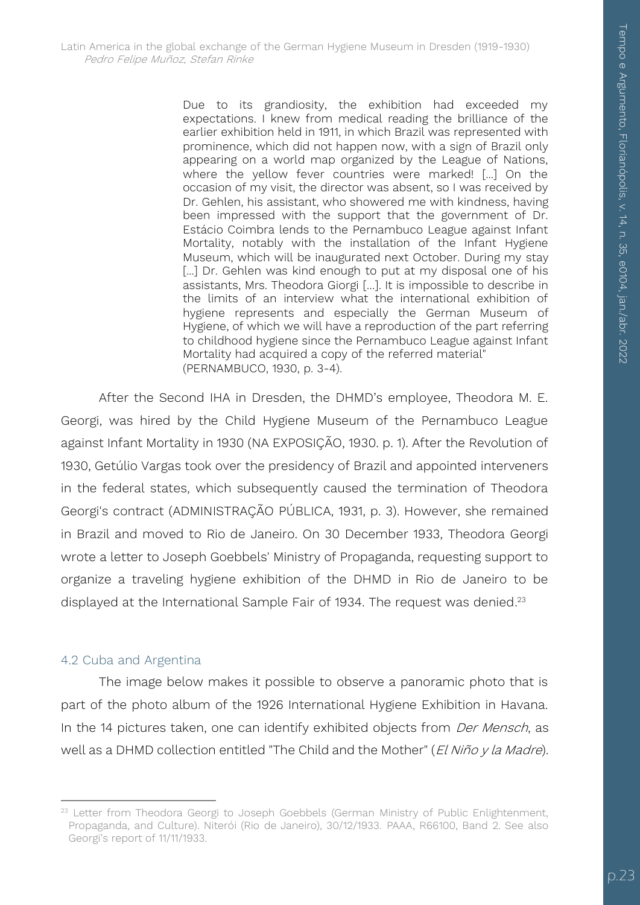> Due to its grandiosity, the exhibition had exceeded my expectations. I knew from medical reading the brilliance of the earlier exhibition held in 1911, in which Brazil was represented with prominence, which did not happen now, with a sign of Brazil only appearing on a world map organized by the League of Nations, where the yellow fever countries were marked! [...] On the occasion of my visit, the director was absent, so I was received by Dr. Gehlen, his assistant, who showered me with kindness, having been impressed with the support that the government of Dr. Estácio Coimbra lends to the Pernambuco League against Infant Mortality, notably with the installation of the Infant Hygiene Museum, which will be inaugurated next October. During my stay [...] Dr. Gehlen was kind enough to put at my disposal one of his assistants, Mrs. Theodora Giorgi [...]. It is impossible to describe in the limits of an interview what the international exhibition of hygiene represents and especially the German Museum of Hygiene, of which we will have a reproduction of the part referring to childhood hygiene since the Pernambuco League against Infant Mortality had acquired a copy of the referred material" (PERNAMBUCO, 1930, p. 3-4).

After the Second IHA in Dresden, the DHMD's employee, Theodora M. E. Georgi, was hired by the Child Hygiene Museum of the Pernambuco League against Infant Mortality in 1930 (NA EXPOSIÇÃO, 1930. p. 1). After the Revolution of 1930, Getúlio Vargas took over the presidency of Brazil and appointed interveners in the federal states, which subsequently caused the termination of Theodora Georgi's contract (ADMINISTRAÇÃO PÚBLICA, 1931, p. 3). However, she remained in Brazil and moved to Rio de Janeiro. On 30 December 1933, Theodora Georgi wrote a letter to Joseph Goebbels' Ministry of Propaganda, requesting support to organize a traveling hygiene exhibition of the DHMD in Rio de Janeiro to be displayed at the International Sample Fair of 1934. The request was denied.[23]

### 4.2 Cuba and Argentina

The image below makes it possible to observe a panoramic photo that is part of the photo album of the 1926 International Hygiene Exhibition in Havana. In the 14 pictures taken, one can identify exhibited objects from *Der Mensch*, as well as a DHMD collection entitled "The Child and the Mother" (*El Niño y la Madre*).

---

[23] Letter from Theodora Georgi to Joseph Goebbels (German Ministry of Public Enlightenment, Propaganda, and Culture). Niterói (Rio de Janeiro), 30/12/1933. PAAA, R66100, Band 2. See also Georgi's report of 11/11/1933.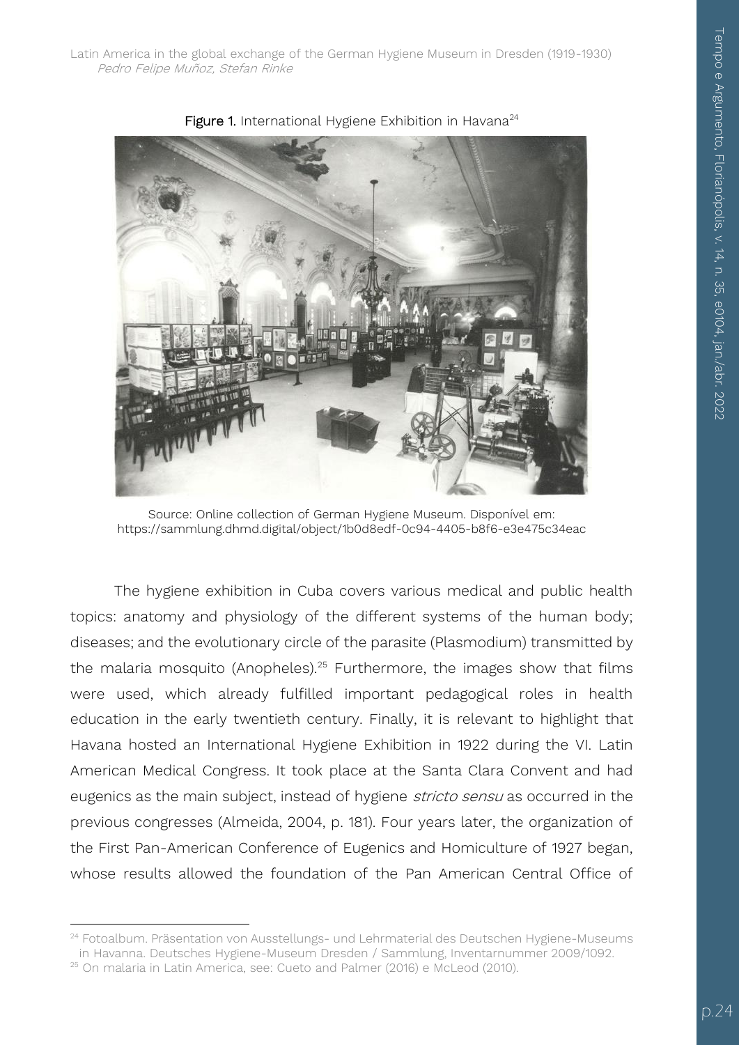**Figure 1.** International Hygiene Exhibition in Havana[24]

Source: Online collection of German Hygiene Museum. Disponível em: https://sammlung.dhmd.digital/object/1b0d8edf-0c94-4405-b8f6-e3e475c34eac

The hygiene exhibition in Cuba covers various medical and public health topics: anatomy and physiology of the different systems of the human body; diseases; and the evolutionary circle of the parasite (Plasmodium) transmitted by the malaria mosquito (Anopheles).[25] Furthermore, the images show that films were used, which already fulfilled important pedagogical roles in health education in the early twentieth century. Finally, it is relevant to highlight that Havana hosted an International Hygiene Exhibition in 1922 during the VI. Latin American Medical Congress. It took place at the Santa Clara Convent and had eugenics as the main subject, instead of hygiene *stricto sensu* as occurred in the previous congresses (Almeida, 2004, p. 181). Four years later, the organization of the First Pan-American Conference of Eugenics and Homiculture of 1927 began, whose results allowed the foundation of the Pan American Central Office of

---

[24] Fotoalbum. Präsentation von Ausstellungs- und Lehrmaterial des Deutschen Hygiene-Museums in Havanna. Deutsches Hygiene-Museum Dresden / Sammlung, Inventarnummer 2009/1092.

[25] On malaria in Latin America, see: Cueto and Palmer (2016) e McLeod (2010).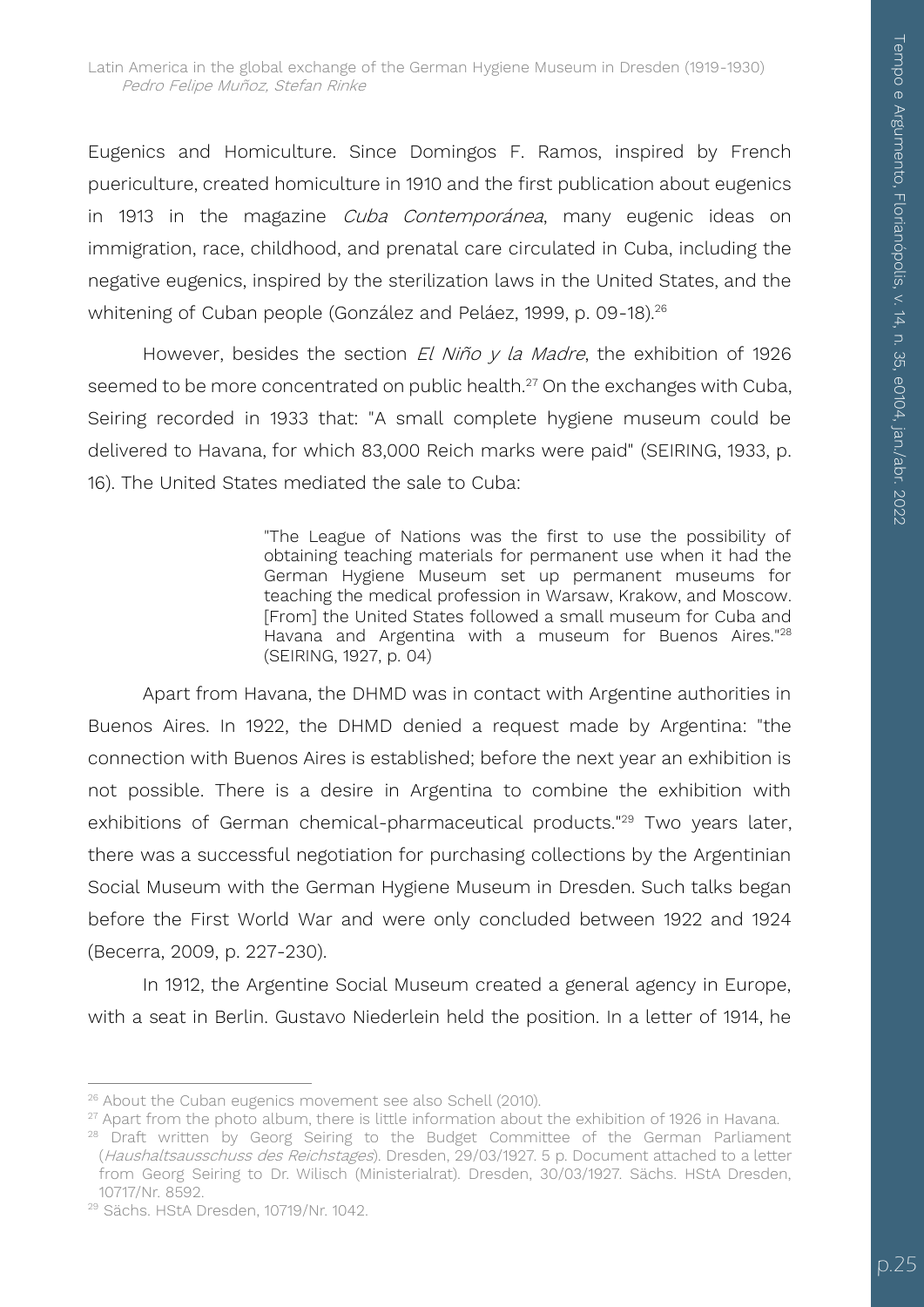Eugenics and Homiculture. Since Domingos F. Ramos, inspired by French puericulture, created homiculture in 1910 and the first publication about eugenics in 1913 in the magazine *Cuba Contemporánea*, many eugenic ideas on immigration, race, childhood, and prenatal care circulated in Cuba, including the negative eugenics, inspired by the sterilization laws in the United States, and the whitening of Cuban people (González and Peláez, 1999, p. 09-18).[26]

However, besides the section *El Niño y la Madre*, the exhibition of 1926 seemed to be more concentrated on public health.[27] On the exchanges with Cuba, Seiring recorded in 1933 that: "A small complete hygiene museum could be delivered to Havana, for which 83,000 Reich marks were paid" (SEIRING, 1933, p. 16). The United States mediated the sale to Cuba:

> "The League of Nations was the first to use the possibility of obtaining teaching materials for permanent use when it had the German Hygiene Museum set up permanent museums for teaching the medical profession in Warsaw, Krakow, and Moscow. [From] the United States followed a small museum for Cuba and Havana and Argentina with a museum for Buenos Aires."[28] (SEIRING, 1927, p. 04)

Apart from Havana, the DHMD was in contact with Argentine authorities in Buenos Aires. In 1922, the DHMD denied a request made by Argentina: "the connection with Buenos Aires is established; before the next year an exhibition is not possible. There is a desire in Argentina to combine the exhibition with exhibitions of German chemical-pharmaceutical products."[29] Two years later, there was a successful negotiation for purchasing collections by the Argentinian Social Museum with the German Hygiene Museum in Dresden. Such talks began before the First World War and were only concluded between 1922 and 1924 (Becerra, 2009, p. 227-230).

In 1912, the Argentine Social Museum created a general agency in Europe, with a seat in Berlin. Gustavo Niederlein held the position. In a letter of 1914, he

---

[26] About the Cuban eugenics movement see also Schell (2010).

[27] Apart from the photo album, there is little information about the exhibition of 1926 in Havana.

[28] Draft written by Georg Seiring to the Budget Committee of the German Parliament (*Haushaltsausschuss des Reichstages*). Dresden, 29/03/1927. 5 p. Document attached to a letter from Georg Seiring to Dr. Wilisch (Ministerialrat). Dresden, 30/03/1927. Sächs. HStA Dresden, 10717/Nr. 8592.

[29] Sächs. HStA Dresden, 10719/Nr. 1042.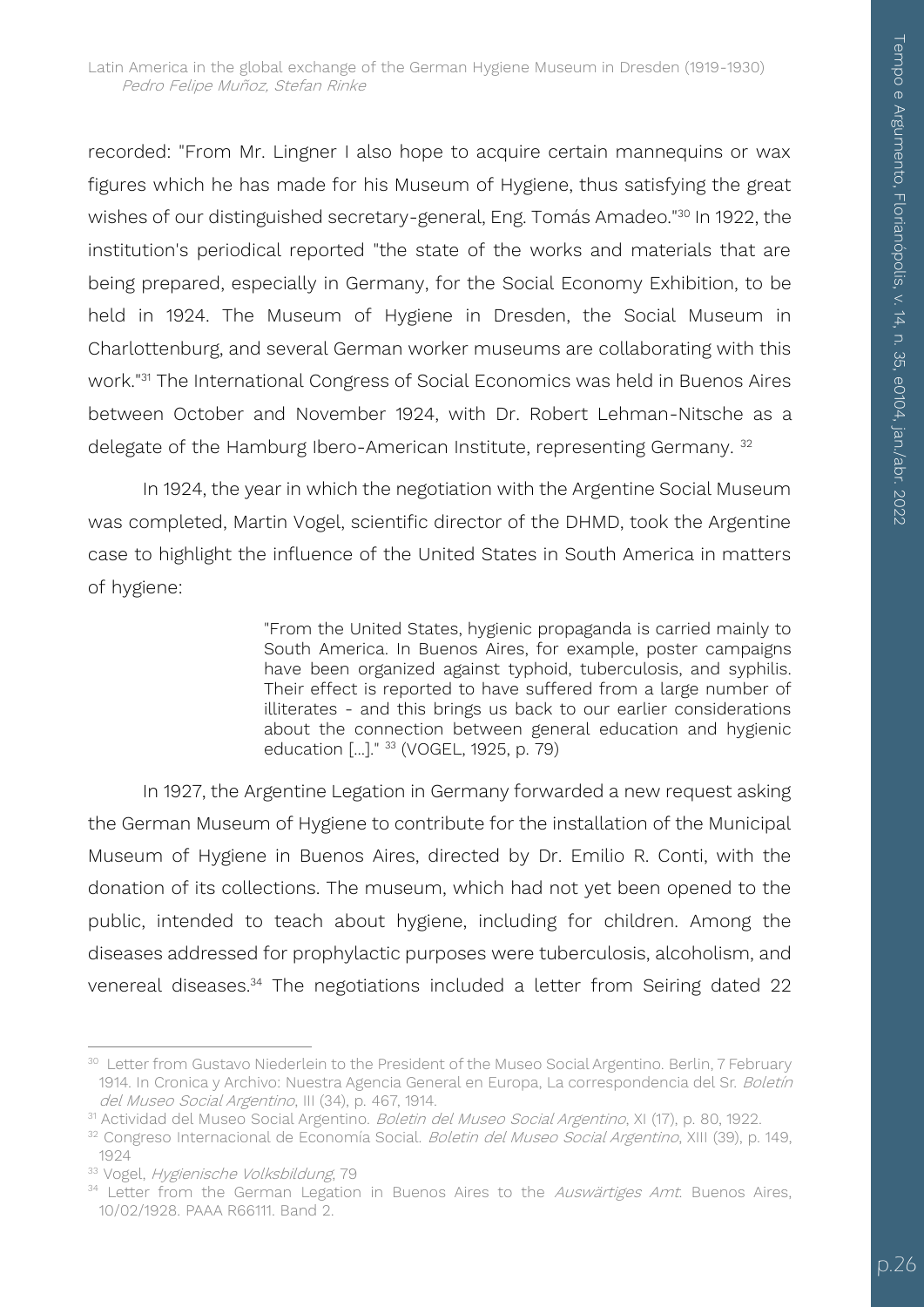recorded: "From Mr. Lingner I also hope to acquire certain mannequins or wax figures which he has made for his Museum of Hygiene, thus satisfying the great wishes of our distinguished secretary-general, Eng. Tomás Amadeo."[30] In 1922, the institution's periodical reported "the state of the works and materials that are being prepared, especially in Germany, for the Social Economy Exhibition, to be held in 1924. The Museum of Hygiene in Dresden, the Social Museum in Charlottenburg, and several German worker museums are collaborating with this work."[31] The International Congress of Social Economics was held in Buenos Aires between October and November 1924, with Dr. Robert Lehman-Nitsche as a delegate of the Hamburg Ibero-American Institute, representing Germany. [32]

In 1924, the year in which the negotiation with the Argentine Social Museum was completed, Martin Vogel, scientific director of the DHMD, took the Argentine case to highlight the influence of the United States in South America in matters of hygiene:

> "From the United States, hygienic propaganda is carried mainly to South America. In Buenos Aires, for example, poster campaigns have been organized against typhoid, tuberculosis, and syphilis. Their effect is reported to have suffered from a large number of illiterates - and this brings us back to our earlier considerations about the connection between general education and hygienic education [...]." [33] (VOGEL, 1925, p. 79)

In 1927, the Argentine Legation in Germany forwarded a new request asking the German Museum of Hygiene to contribute for the installation of the Municipal Museum of Hygiene in Buenos Aires, directed by Dr. Emilio R. Conti, with the donation of its collections. The museum, which had not yet been opened to the public, intended to teach about hygiene, including for children. Among the diseases addressed for prophylactic purposes were tuberculosis, alcoholism, and venereal diseases.[34] The negotiations included a letter from Seiring dated 22

---

[30] Letter from Gustavo Niederlein to the President of the Museo Social Argentino. Berlin, 7 February 1914. In Cronica y Archivo: Nuestra Agencia General en Europa, La correspondencia del Sr. *Boletín del Museo Social Argentino*, III (34), p. 467, 1914.

[31] Actividad del Museo Social Argentino. *Boletin del Museo Social Argentino*, XI (17), p. 80, 1922.

[32] Congreso Internacional de Economía Social. *Boletin del Museo Social Argentino*, XIII (39), p. 149, 1924

[33] Vogel, *Hygienische Volksbildung*, 79

[34] Letter from the German Legation in Buenos Aires to the *Auswärtiges Amt*. Buenos Aires, 10/02/1928. PAAA R66111. Band 2.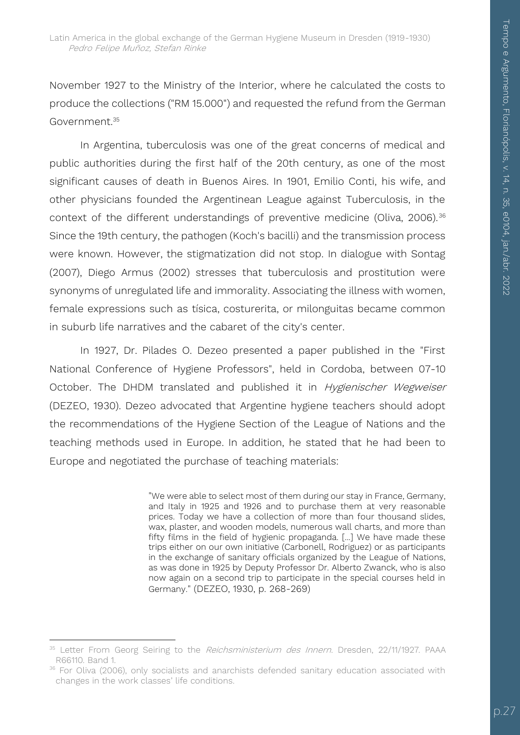November 1927 to the Ministry of the Interior, where he calculated the costs to produce the collections ("RM 15.000") and requested the refund from the German Government.[35]

In Argentina, tuberculosis was one of the great concerns of medical and public authorities during the first half of the 20th century, as one of the most significant causes of death in Buenos Aires. In 1901, Emilio Conti, his wife, and other physicians founded the Argentinean League against Tuberculosis, in the context of the different understandings of preventive medicine (Oliva, 2006).[36] Since the 19th century, the pathogen (Koch's bacilli) and the transmission process were known. However, the stigmatization did not stop. In dialogue with Sontag (2007), Diego Armus (2002) stresses that tuberculosis and prostitution were synonyms of unregulated life and immorality. Associating the illness with women, female expressions such as tísica, costurerita, or milonguitas became common in suburb life narratives and the cabaret of the city's center.

In 1927, Dr. Pilades O. Dezeo presented a paper published in the "First National Conference of Hygiene Professors", held in Cordoba, between 07-10 October. The DHDM translated and published it in *Hygienischer Wegweiser* (DEZEO, 1930). Dezeo advocated that Argentine hygiene teachers should adopt the recommendations of the Hygiene Section of the League of Nations and the teaching methods used in Europe. In addition, he stated that he had been to Europe and negotiated the purchase of teaching materials:

> "We were able to select most of them during our stay in France, Germany, and Italy in 1925 and 1926 and to purchase them at very reasonable prices. Today we have a collection of more than four thousand slides, wax, plaster, and wooden models, numerous wall charts, and more than fifty films in the field of hygienic propaganda. [...] We have made these trips either on our own initiative (Carbonell, Rodriguez) or as participants in the exchange of sanitary officials organized by the League of Nations, as was done in 1925 by Deputy Professor Dr. Alberto Zwanck, who is also now again on a second trip to participate in the special courses held in Germany." (DEZEO, 1930, p. 268-269)

---

[35] Letter From Georg Seiring to the *Reichsministerium des Innern*. Dresden, 22/11/1927. PAAA R66110. Band 1.

[36] For Oliva (2006), only socialists and anarchists defended sanitary education associated with changes in the work classes' life conditions.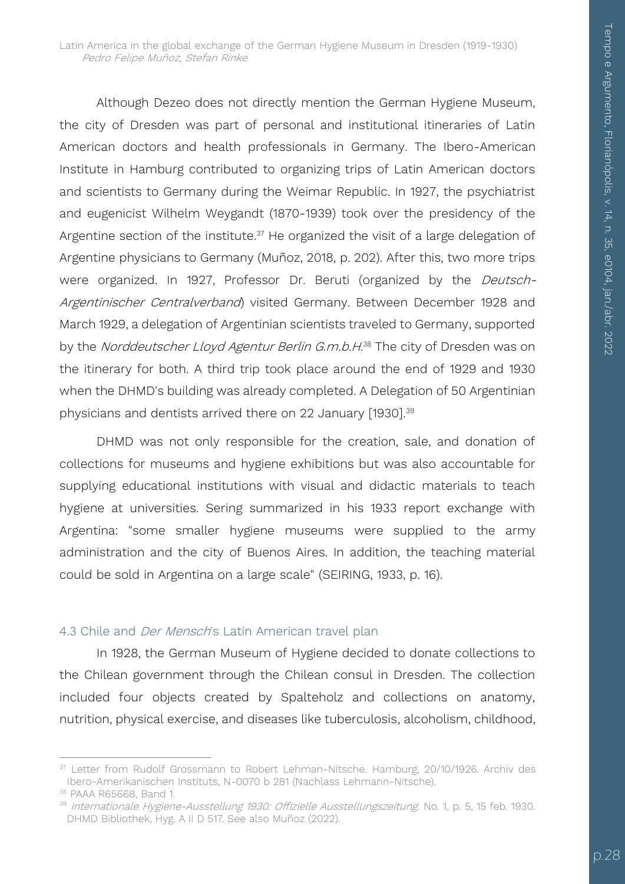Although Dezeo does not directly mention the German Hygiene Museum, the city of Dresden was part of personal and institutional itineraries of Latin American doctors and health professionals in Germany. The Ibero-American Institute in Hamburg contributed to organizing trips of Latin American doctors and scientists to Germany during the Weimar Republic. In 1927, the psychiatrist and eugenicist Wilhelm Weygandt (1870-1939) took over the presidency of the Argentine section of the institute.[37] He organized the visit of a large delegation of Argentine physicians to Germany (Muñoz, 2018, p. 202). After this, two more trips were organized. In 1927, Professor Dr. Beruti (organized by the *Deutsch-Argentinischer Centralverband*) visited Germany. Between December 1928 and March 1929, a delegation of Argentinian scientists traveled to Germany, supported by the *Norddeutscher Lloyd Agentur Berlin G.m.b.H*.[38] The city of Dresden was on the itinerary for both. A third trip took place around the end of 1929 and 1930 when the DHMD's building was already completed. A Delegation of 50 Argentinian physicians and dentists arrived there on 22 January [1930].[39]

DHMD was not only responsible for the creation, sale, and donation of collections for museums and hygiene exhibitions but was also accountable for supplying educational institutions with visual and didactic materials to teach hygiene at universities. Sering summarized in his 1933 report exchange with Argentina: "some smaller hygiene museums were supplied to the army administration and the city of Buenos Aires. In addition, the teaching material could be sold in Argentina on a large scale" (SEIRING, 1933, p. 16).

### 4.3 Chile and *Der Mensch*'s Latin American travel plan

In 1928, the German Museum of Hygiene decided to donate collections to the Chilean government through the Chilean consul in Dresden. The collection included four objects created by Spalteholz and collections on anatomy, nutrition, physical exercise, and diseases like tuberculosis, alcoholism, childhood,

---

[37] Letter from Rudolf Grossmann to Robert Lehman-Nitsche. Hamburg, 20/10/1926. Archiv des Ibero-Amerikanischen Instituts, N-0070 b 281 (Nachlass Lehmann-Nitsche).

[38] PAAA R65668, Band 1.

[39] *Internationale Hygiene-Ausstellung 1930: Offizielle Ausstellungszeitung*. No. 1, p. 5, 15 feb. 1930. DHMD Bibliothek, Hyg. A II D 517. See also Muñoz (2022).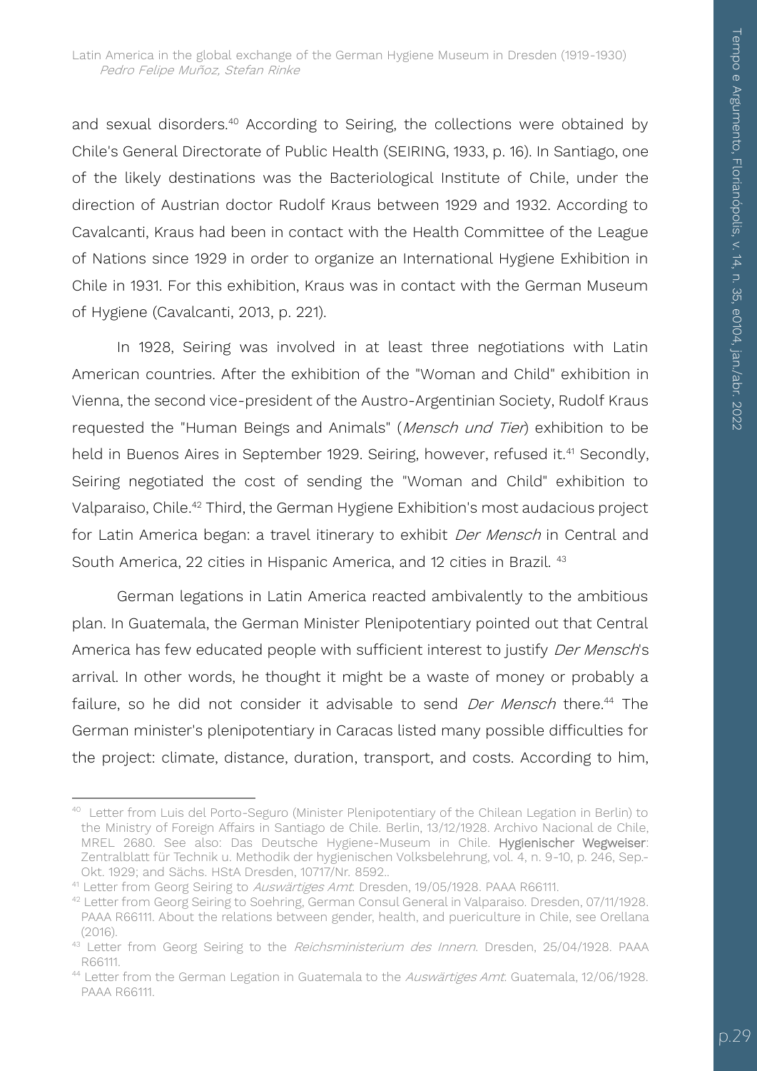and sexual disorders.[40] According to Seiring, the collections were obtained by Chile's General Directorate of Public Health (SEIRING, 1933, p. 16). In Santiago, one of the likely destinations was the Bacteriological Institute of Chile, under the direction of Austrian doctor Rudolf Kraus between 1929 and 1932. According to Cavalcanti, Kraus had been in contact with the Health Committee of the League of Nations since 1929 in order to organize an International Hygiene Exhibition in Chile in 1931. For this exhibition, Kraus was in contact with the German Museum of Hygiene (Cavalcanti, 2013, p. 221).

In 1928, Seiring was involved in at least three negotiations with Latin American countries. After the exhibition of the "Woman and Child" exhibition in Vienna, the second vice-president of the Austro-Argentinian Society, Rudolf Kraus requested the "Human Beings and Animals" (*Mensch und Tier*) exhibition to be held in Buenos Aires in September 1929. Seiring, however, refused it.[41] Secondly, Seiring negotiated the cost of sending the "Woman and Child" exhibition to Valparaiso, Chile.[42] Third, the German Hygiene Exhibition's most audacious project for Latin America began: a travel itinerary to exhibit *Der Mensch* in Central and South America, 22 cities in Hispanic America, and 12 cities in Brazil. [43]

German legations in Latin America reacted ambivalently to the ambitious plan. In Guatemala, the German Minister Plenipotentiary pointed out that Central America has few educated people with sufficient interest to justify *Der Mensch*'s arrival. In other words, he thought it might be a waste of money or probably a failure, so he did not consider it advisable to send *Der Mensch* there.[44] The German minister's plenipotentiary in Caracas listed many possible difficulties for the project: climate, distance, duration, transport, and costs. According to him,

---

[40] Letter from Luis del Porto-Seguro (Minister Plenipotentiary of the Chilean Legation in Berlin) to the Ministry of Foreign Affairs in Santiago de Chile. Berlin, 13/12/1928. Archivo Nacional de Chile, MREL 2680. See also: Das Deutsche Hygiene-Museum in Chile. **Hygienischer Wegweiser**: Zentralblatt für Technik u. Methodik der hygienischen Volksbelehrung, vol. 4, n. 9-10, p. 246, Sep.-Okt. 1929; and Sächs. HStA Dresden, 10717/Nr. 8592..

[41] Letter from Georg Seiring to *Auswärtiges Amt*. Dresden, 19/05/1928. PAAA R66111.

[42] Letter from Georg Seiring to Soehring, German Consul General in Valparaiso. Dresden, 07/11/1928. PAAA R66111. About the relations between gender, health, and puericulture in Chile, see Orellana (2016).

[43] Letter from Georg Seiring to the *Reichsministerium des Innern*. Dresden, 25/04/1928. PAAA R66111.

[44] Letter from the German Legation in Guatemala to the *Auswärtiges Amt*. Guatemala, 12/06/1928. PAAA R66111.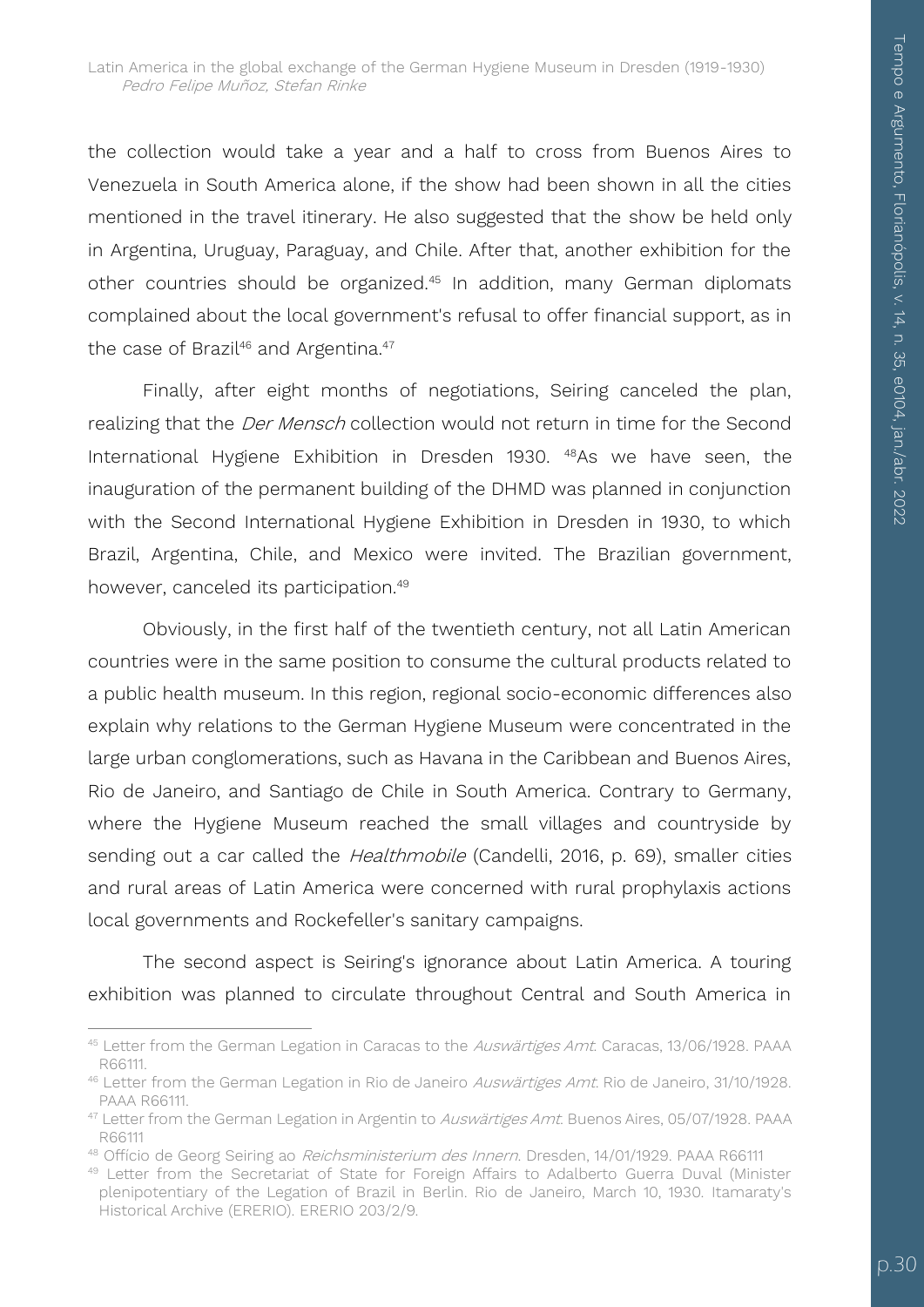the collection would take a year and a half to cross from Buenos Aires to Venezuela in South America alone, if the show had been shown in all the cities mentioned in the travel itinerary. He also suggested that the show be held only in Argentina, Uruguay, Paraguay, and Chile. After that, another exhibition for the other countries should be organized.[45] In addition, many German diplomats complained about the local government's refusal to offer financial support, as in the case of Brazil[46] and Argentina.[47]

Finally, after eight months of negotiations, Seiring canceled the plan, realizing that the *Der Mensch* collection would not return in time for the Second International Hygiene Exhibition in Dresden 1930. [48]As we have seen, the inauguration of the permanent building of the DHMD was planned in conjunction with the Second International Hygiene Exhibition in Dresden in 1930, to which Brazil, Argentina, Chile, and Mexico were invited. The Brazilian government, however, canceled its participation.[49]

Obviously, in the first half of the twentieth century, not all Latin American countries were in the same position to consume the cultural products related to a public health museum. In this region, regional socio-economic differences also explain why relations to the German Hygiene Museum were concentrated in the large urban conglomerations, such as Havana in the Caribbean and Buenos Aires, Rio de Janeiro, and Santiago de Chile in South America. Contrary to Germany, where the Hygiene Museum reached the small villages and countryside by sending out a car called the *Healthmobile* (Candelli, 2016, p. 69), smaller cities and rural areas of Latin America were concerned with rural prophylaxis actions local governments and Rockefeller's sanitary campaigns.

The second aspect is Seiring's ignorance about Latin America. A touring exhibition was planned to circulate throughout Central and South America in

---

[45] Letter from the German Legation in Caracas to the *Auswärtiges Amt*. Caracas, 13/06/1928. PAAA R66111.

[46] Letter from the German Legation in Rio de Janeiro *Auswärtiges Amt*. Rio de Janeiro, 31/10/1928. PAAA R66111.

[47] Letter from the German Legation in Argentin to *Auswärtiges Amt*. Buenos Aires, 05/07/1928. PAAA R66111

[48] Ofício de Georg Seiring ao *Reichsministerium des Innern*. Dresden, 14/01/1929. PAAA R66111

[49] Letter from the Secretariat of State for Foreign Affairs to Adalberto Guerra Duval (Minister plenipotentiary of the Legation of Brazil in Berlin. Rio de Janeiro, March 10, 1930. Itamaraty's Historical Archive (ERERIO). ERERIO 203/2/9.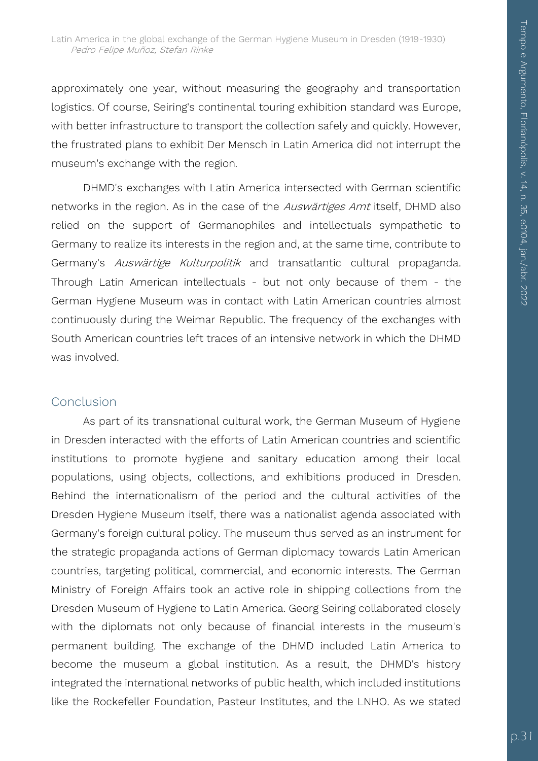approximately one year, without measuring the geography and transportation logistics. Of course, Seiring's continental touring exhibition standard was Europe, with better infrastructure to transport the collection safely and quickly. However, the frustrated plans to exhibit Der Mensch in Latin America did not interrupt the museum's exchange with the region.

DHMD's exchanges with Latin America intersected with German scientific networks in the region. As in the case of the *Auswärtiges Amt* itself, DHMD also relied on the support of Germanophiles and intellectuals sympathetic to Germany to realize its interests in the region and, at the same time, contribute to Germany's *Auswärtige Kulturpolitik* and transatlantic cultural propaganda. Through Latin American intellectuals - but not only because of them - the German Hygiene Museum was in contact with Latin American countries almost continuously during the Weimar Republic. The frequency of the exchanges with South American countries left traces of an intensive network in which the DHMD was involved.

## Conclusion

As part of its transnational cultural work, the German Museum of Hygiene in Dresden interacted with the efforts of Latin American countries and scientific institutions to promote hygiene and sanitary education among their local populations, using objects, collections, and exhibitions produced in Dresden. Behind the internationalism of the period and the cultural activities of the Dresden Hygiene Museum itself, there was a nationalist agenda associated with Germany's foreign cultural policy. The museum thus served as an instrument for the strategic propaganda actions of German diplomacy towards Latin American countries, targeting political, commercial, and economic interests. The German Ministry of Foreign Affairs took an active role in shipping collections from the Dresden Museum of Hygiene to Latin America. Georg Seiring collaborated closely with the diplomats not only because of financial interests in the museum's permanent building. The exchange of the DHMD included Latin America to become the museum a global institution. As a result, the DHMD's history integrated the international networks of public health, which included institutions like the Rockefeller Foundation, Pasteur Institutes, and the LNHO. As we stated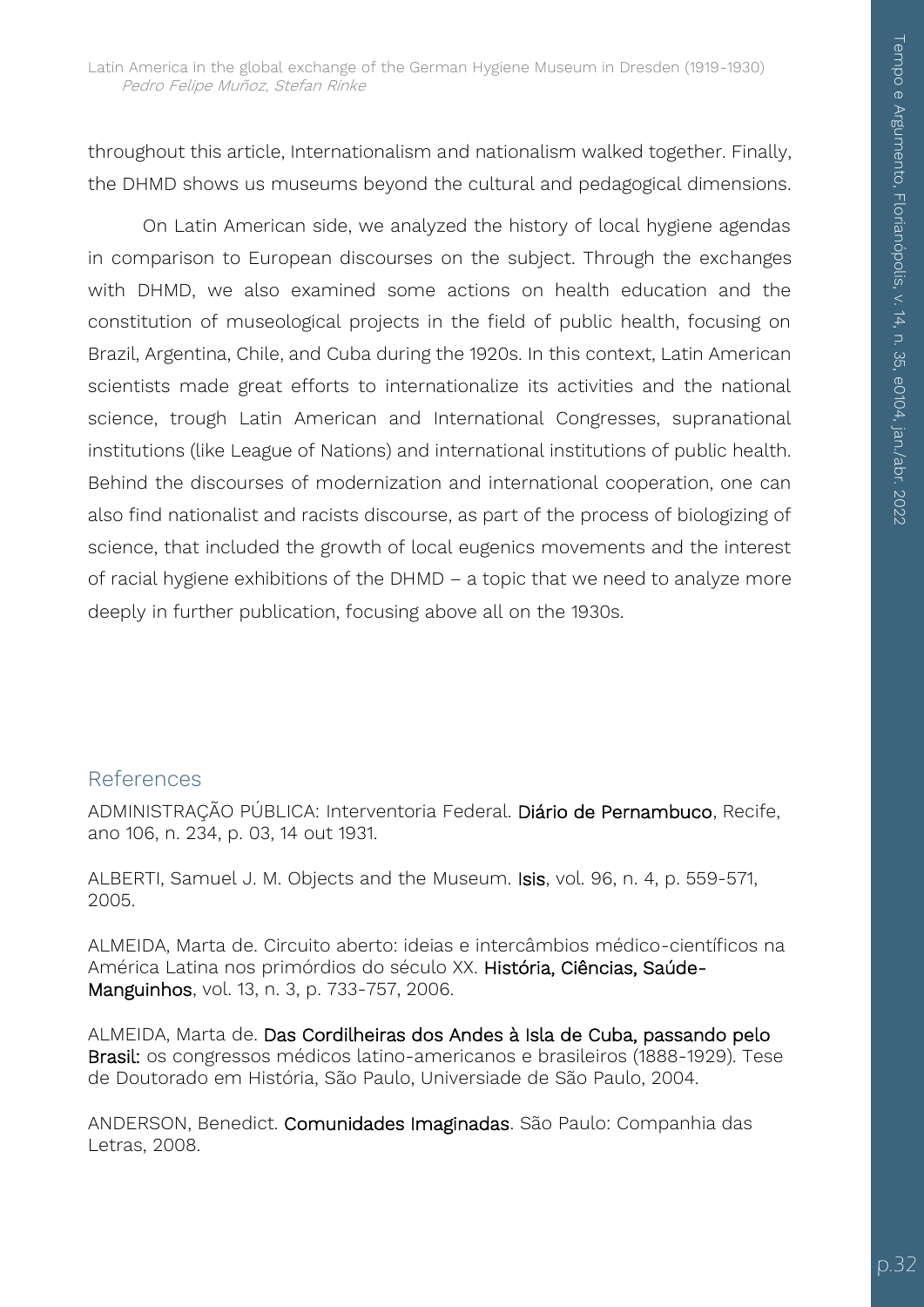throughout this article, Internationalism and nationalism walked together. Finally, the DHMD shows us museums beyond the cultural and pedagogical dimensions.

On Latin American side, we analyzed the history of local hygiene agendas in comparison to European discourses on the subject. Through the exchanges with DHMD, we also examined some actions on health education and the constitution of museological projects in the field of public health, focusing on Brazil, Argentina, Chile, and Cuba during the 1920s. In this context, Latin American scientists made great efforts to internationalize its activities and the national science, trough Latin American and International Congresses, supranational institutions (like League of Nations) and international institutions of public health. Behind the discourses of modernization and international cooperation, one can also find nationalist and racists discourse, as part of the process of biologizing of science, that included the growth of local eugenics movements and the interest of racial hygiene exhibitions of the DHMD – a topic that we need to analyze more deeply in further publication, focusing above all on the 1930s.

## References

ADMINISTRAÇÃO PÚBLICA: Interventoria Federal. **Diário de Pernambuco**, Recife, ano 106, n. 234, p. 03, 14 out 1931.

ALBERTI, Samuel J. M. Objects and the Museum. **Isis**, vol. 96, n. 4, p. 559-571, 2005.

ALMEIDA, Marta de. Circuito aberto: ideias e intercâmbios médico-científicos na América Latina nos primórdios do século XX. **História, Ciências, Saúde-Manguinhos**, vol. 13, n. 3, p. 733-757, 2006.

ALMEIDA, Marta de. **Das Cordilheiras dos Andes à Isla de Cuba, passando pelo Brasil:** os congressos médicos latino-americanos e brasileiros (1888-1929). Tese de Doutorado em História, São Paulo, Universiade de São Paulo, 2004.

ANDERSON, Benedict. **Comunidades Imaginadas**. São Paulo: Companhia das Letras, 2008.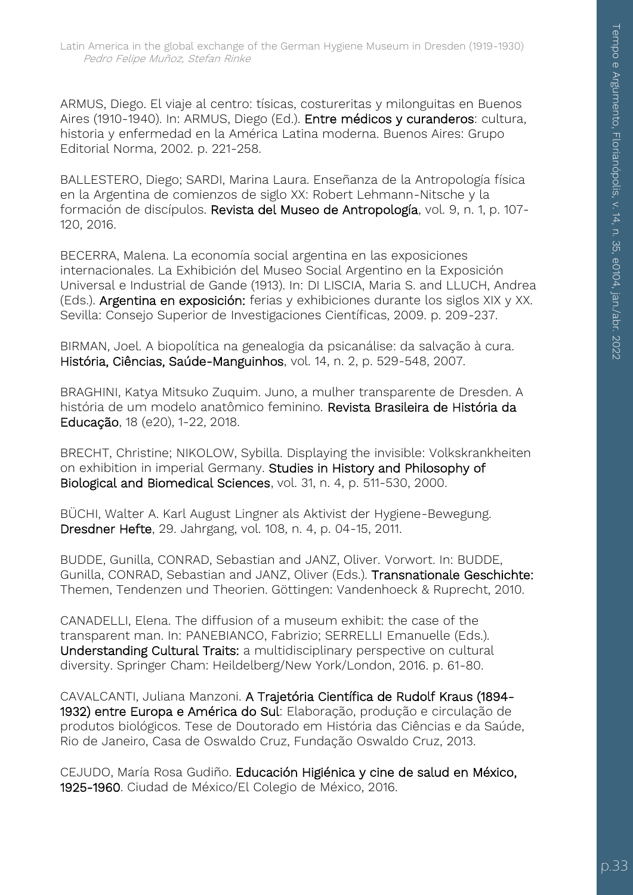ARMUS, Diego. El viaje al centro: tísicas, costureritas y milonguitas en Buenos Aires (1910-1940). In: ARMUS, Diego (Ed.). **Entre médicos y curanderos**: cultura, historia y enfermedad en la América Latina moderna. Buenos Aires: Grupo Editorial Norma, 2002. p. 221-258.

BALLESTERO, Diego; SARDI, Marina Laura. Enseñanza de la Antropología física en la Argentina de comienzos de siglo XX: Robert Lehmann-Nitsche y la formación de discípulos. **Revista del Museo de Antropología**, vol. 9, n. 1, p. 107-120, 2016.

BECERRA, Malena. La economía social argentina en las exposiciones internacionales. La Exhibición del Museo Social Argentino en la Exposición Universal e Industrial de Gande (1913). In: DI LISCIA, Maria S. and LLUCH, Andrea (Eds.). **Argentina en exposición:** ferias y exhibiciones durante los siglos XIX y XX. Sevilla: Consejo Superior de Investigaciones Científicas, 2009. p. 209-237.

BIRMAN, Joel. A biopolítica na genealogia da psicanálise: da salvação à cura. **História, Ciências, Saúde-Manguinhos**, vol. 14, n. 2, p. 529-548, 2007.

BRAGHINI, Katya Mitsuko Zuquim. Juno, a mulher transparente de Dresden. A história de um modelo anatômico feminino. **Revista Brasileira de História da Educação**, 18 (e20), 1-22, 2018.

BRECHT, Christine; NIKOLOW, Sybilla. Displaying the invisible: Volkskrankheiten on exhibition in imperial Germany. **Studies in History and Philosophy of Biological and Biomedical Sciences**, vol. 31, n. 4, p. 511-530, 2000.

BÜCHI, Walter A. Karl August Lingner als Aktivist der Hygiene-Bewegung. **Dresdner Hefte**, 29. Jahrgang, vol. 108, n. 4, p. 04-15, 2011.

BUDDE, Gunilla, CONRAD, Sebastian and JANZ, Oliver. Vorwort. In: BUDDE, Gunilla, CONRAD, Sebastian and JANZ, Oliver (Eds.). **Transnationale Geschichte:** Themen, Tendenzen und Theorien. Göttingen: Vandenhoeck & Ruprecht, 2010.

CANADELLI, Elena. The diffusion of a museum exhibit: the case of the transparent man. In: PANEBIANCO, Fabrizio; SERRELLI Emanuelle (Eds.). **Understanding Cultural Traits:** a multidisciplinary perspective on cultural diversity. Springer Cham: Heildelberg/New York/London, 2016. p. 61-80.

CAVALCANTI, Juliana Manzoni. **A Trajetória Científica de Rudolf Kraus (1894-1932) entre Europa e América do Sul**: Elaboração, produção e circulação de produtos biológicos. Tese de Doutorado em História das Ciências e da Saúde, Rio de Janeiro, Casa de Oswaldo Cruz, Fundação Oswaldo Cruz, 2013.

CEJUDO, María Rosa Gudiño. **Educación Higiénica y cine de salud en México, 1925-1960**. Ciudad de México/El Colegio de México, 2016.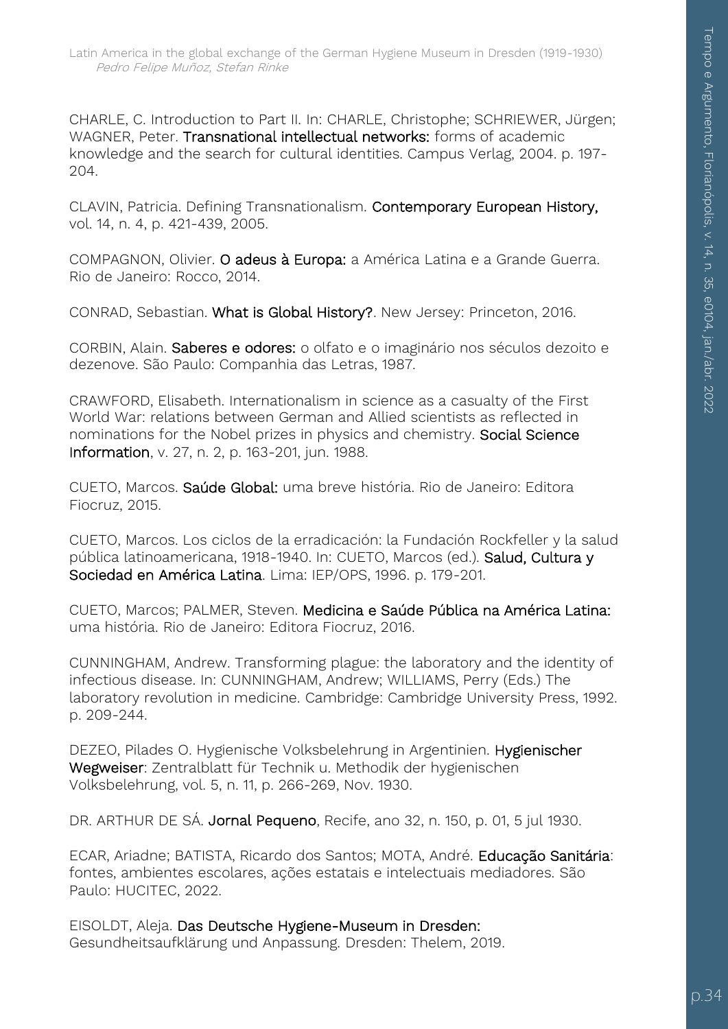CHARLE, C. Introduction to Part II. In: CHARLE, Christophe; SCHRIEWER, Jürgen; WAGNER, Peter. **Transnational intellectual networks:** forms of academic knowledge and the search for cultural identities. Campus Verlag, 2004. p. 197-204.

CLAVIN, Patricia. Defining Transnationalism. **Contemporary European History,** vol. 14, n. 4, p. 421-439, 2005.

COMPAGNON, Olivier. **O adeus à Europa:** a América Latina e a Grande Guerra. Rio de Janeiro: Rocco, 2014.

CONRAD, Sebastian. **What is Global History?**. New Jersey: Princeton, 2016.

CORBIN, Alain. **Saberes e odores:** o olfato e o imaginário nos séculos dezoito e dezenove. São Paulo: Companhia das Letras, 1987.

CRAWFORD, Elisabeth. Internationalism in science as a casualty of the First World War: relations between German and Allied scientists as reflected in nominations for the Nobel prizes in physics and chemistry. **Social Science Information**, v. 27, n. 2, p. 163-201, jun. 1988.

CUETO, Marcos. **Saúde Global:** uma breve história. Rio de Janeiro: Editora Fiocruz, 2015.

CUETO, Marcos. Los ciclos de la erradicación: la Fundación Rockfeller y la salud pública latinoamericana, 1918-1940. In: CUETO, Marcos (ed.). **Salud, Cultura y Sociedad en América Latina**. Lima: IEP/OPS, 1996. p. 179-201.

CUETO, Marcos; PALMER, Steven. **Medicina e Saúde Pública na América Latina:** uma história. Rio de Janeiro: Editora Fiocruz, 2016.

CUNNINGHAM, Andrew. Transforming plague: the laboratory and the identity of infectious disease. In: CUNNINGHAM, Andrew; WILLIAMS, Perry (Eds.) The laboratory revolution in medicine. Cambridge: Cambridge University Press, 1992. p. 209-244.

DEZEO, Pilades O. Hygienische Volksbelehrung in Argentinien. **Hygienischer Wegweiser**: Zentralblatt für Technik u. Methodik der hygienischen Volksbelehrung, vol. 5, n. 11, p. 266-269, Nov. 1930.

DR. ARTHUR DE SÁ. **Jornal Pequeno**, Recife, ano 32, n. 150, p. 01, 5 jul 1930.

ECAR, Ariadne; BATISTA, Ricardo dos Santos; MOTA, André. **Educação Sanitária**: fontes, ambientes escolares, ações estatais e intelectuais mediadores. São Paulo: HUCITEC, 2022.

EISOLDT, Aleja. **Das Deutsche Hygiene-Museum in Dresden:** Gesundheitsaufklärung und Anpassung. Dresden: Thelem, 2019.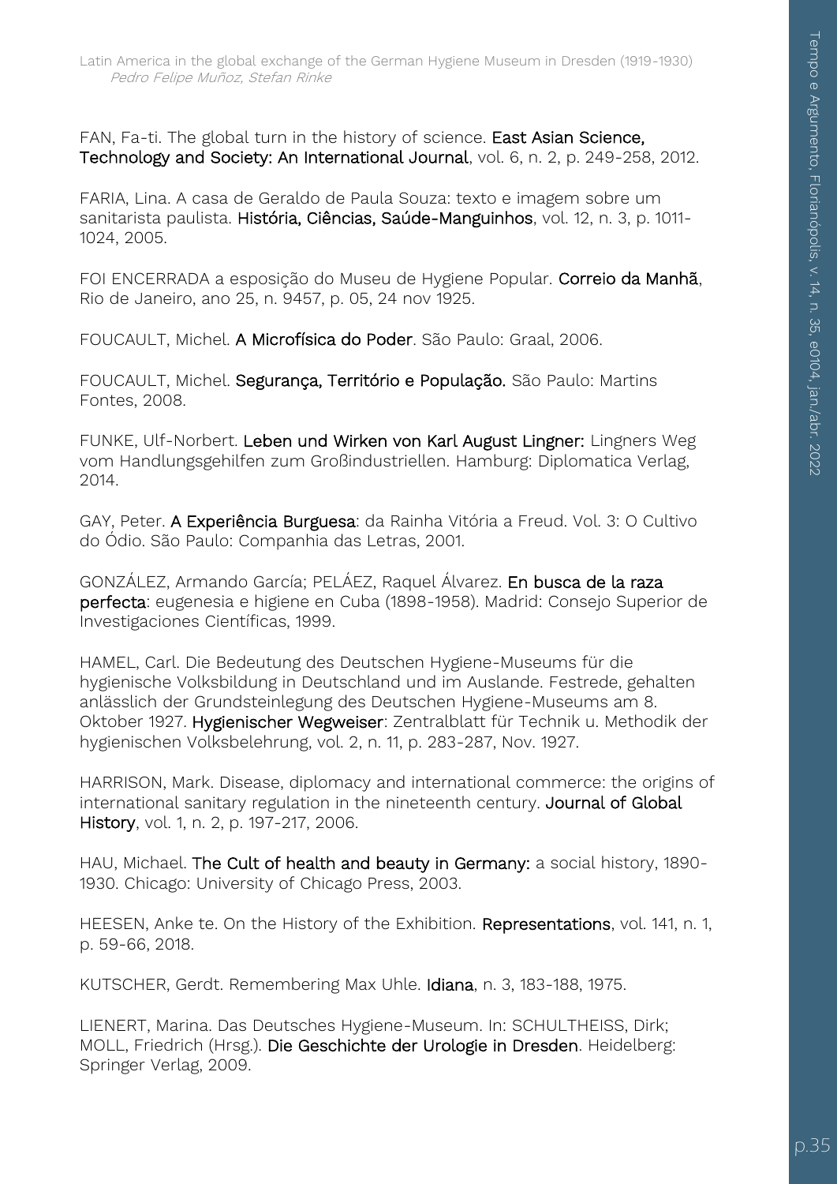FAN, Fa-ti. The global turn in the history of science. **East Asian Science, Technology and Society: An International Journal**, vol. 6, n. 2, p. 249-258, 2012.

FARIA, Lina. A casa de Geraldo de Paula Souza: texto e imagem sobre um sanitarista paulista. **História, Ciências, Saúde-Manguinhos**, vol. 12, n. 3, p. 1011-1024, 2005.

FOI ENCERRADA a esposição do Museu de Hygiene Popular. **Correio da Manhã**, Rio de Janeiro, ano 25, n. 9457, p. 05, 24 nov 1925.

FOUCAULT, Michel. **A Microfísica do Poder**. São Paulo: Graal, 2006.

FOUCAULT, Michel. **Segurança, Território e População.** São Paulo: Martins Fontes, 2008.

FUNKE, Ulf-Norbert. **Leben und Wirken von Karl August Lingner:** Lingners Weg vom Handlungsgehilfen zum Großindustriellen. Hamburg: Diplomatica Verlag, 2014.

GAY, Peter. **A Experiência Burguesa**: da Rainha Vitória a Freud. Vol. 3: O Cultivo do Ódio. São Paulo: Companhia das Letras, 2001.

GONZÁLEZ, Armando García; PELÁEZ, Raquel Álvarez. **En busca de la raza perfecta**: eugenesia e higiene en Cuba (1898-1958). Madrid: Consejo Superior de Investigaciones Científicas, 1999.

HAMEL, Carl. Die Bedeutung des Deutschen Hygiene-Museums für die hygienische Volksbildung in Deutschland und im Auslande. Festrede, gehalten anlässlich der Grundsteinlegung des Deutschen Hygiene-Museums am 8. Oktober 1927. **Hygienischer Wegweiser**: Zentralblatt für Technik u. Methodik der hygienischen Volksbelehrung, vol. 2, n. 11, p. 283-287, Nov. 1927.

HARRISON, Mark. Disease, diplomacy and international commerce: the origins of international sanitary regulation in the nineteenth century. **Journal of Global History**, vol. 1, n. 2, p. 197-217, 2006.

HAU, Michael. **The Cult of health and beauty in Germany:** a social history, 1890-1930. Chicago: University of Chicago Press, 2003.

HEESEN, Anke te. On the History of the Exhibition. **Representations**, vol. 141, n. 1, p. 59-66, 2018.

KUTSCHER, Gerdt. Remembering Max Uhle. **Idiana**, n. 3, 183-188, 1975.

LIENERT, Marina. Das Deutsches Hygiene-Museum. In: SCHULTHEISS, Dirk; MOLL, Friedrich (Hrsg.). **Die Geschichte der Urologie in Dresden**. Heidelberg: Springer Verlag, 2009.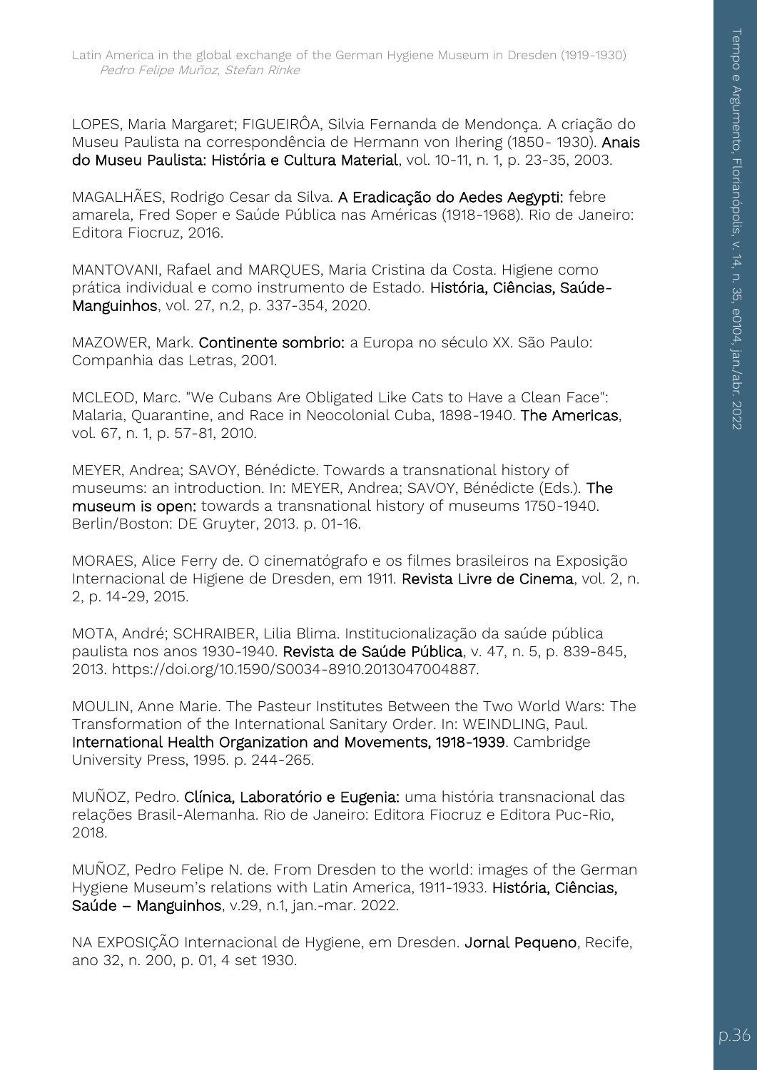LOPES, Maria Margaret; FIGUEIRÔA, Silvia Fernanda de Mendonça. A criação do Museu Paulista na correspondência de Hermann von Ihering (1850- 1930). **Anais do Museu Paulista: História e Cultura Material**, vol. 10-11, n. 1, p. 23-35, 2003.

MAGALHÃES, Rodrigo Cesar da Silva. **A Eradicação do Aedes Aegypti:** febre amarela, Fred Soper e Saúde Pública nas Américas (1918-1968). Rio de Janeiro: Editora Fiocruz, 2016.

MANTOVANI, Rafael and MARQUES, Maria Cristina da Costa. Higiene como prática individual e como instrumento de Estado. **História, Ciências, Saúde-Manguinhos**, vol. 27, n.2, p. 337-354, 2020.

MAZOWER, Mark. **Continente sombrio:** a Europa no século XX. São Paulo: Companhia das Letras, 2001.

MCLEOD, Marc. "We Cubans Are Obligated Like Cats to Have a Clean Face": Malaria, Quarantine, and Race in Neocolonial Cuba, 1898-1940. **The Americas**, vol. 67, n. 1, p. 57-81, 2010.

MEYER, Andrea; SAVOY, Bénédicte. Towards a transnational history of museums: an introduction. In: MEYER, Andrea; SAVOY, Bénédicte (Eds.). **The museum is open:** towards a transnational history of museums 1750-1940. Berlin/Boston: DE Gruyter, 2013. p. 01-16.

MORAES, Alice Ferry de. O cinematógrafo e os filmes brasileiros na Exposição Internacional de Higiene de Dresden, em 1911. **Revista Livre de Cinema**, vol. 2, n. 2, p. 14-29, 2015.

MOTA, André; SCHRAIBER, Lilia Blima. Institucionalização da saúde pública paulista nos anos 1930-1940. **Revista de Saúde Pública**, v. 47, n. 5, p. 839-845, 2013. https://doi.org/10.1590/S0034-8910.2013047004887.

MOULIN, Anne Marie. The Pasteur Institutes Between the Two World Wars: The Transformation of the International Sanitary Order. In: WEINDLING, Paul. **International Health Organization and Movements, 1918-1939**. Cambridge University Press, 1995. p. 244-265.

MUÑOZ, Pedro. **Clínica, Laboratório e Eugenia:** uma história transnacional das relações Brasil-Alemanha. Rio de Janeiro: Editora Fiocruz e Editora Puc-Rio, 2018.

MUÑOZ, Pedro Felipe N. de. From Dresden to the world: images of the German Hygiene Museum's relations with Latin America, 1911-1933. **História, Ciências, Saúde – Manguinhos**, v.29, n.1, jan.-mar. 2022.

NA EXPOSIÇÃO Internacional de Hygiene, em Dresden. **Jornal Pequeno**, Recife, ano 32, n. 200, p. 01, 4 set 1930.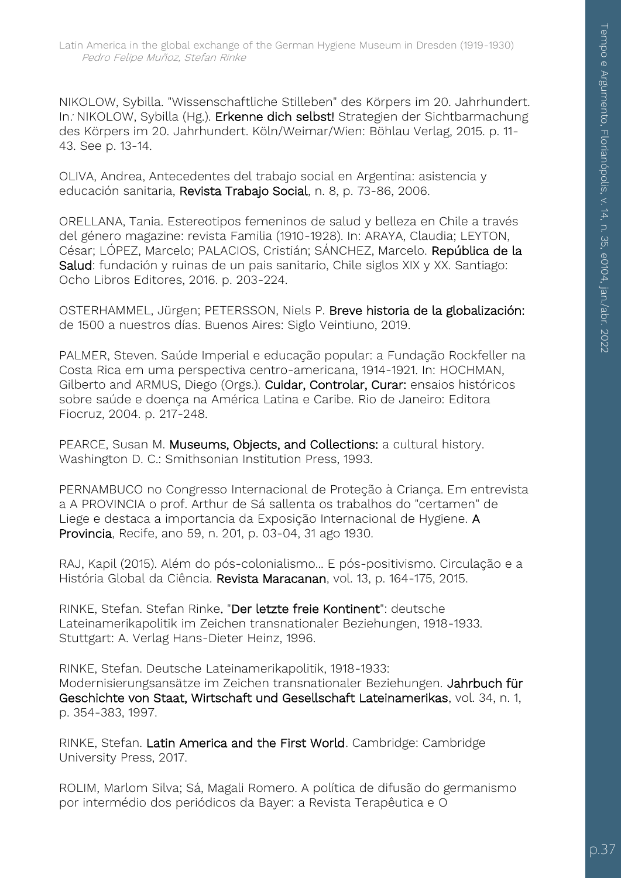NIKOLOW, Sybilla. "Wissenschaftliche Stilleben" des Körpers im 20. Jahrhundert. In: NIKOLOW, Sybilla (Hg.). **Erkenne dich selbst!** Strategien der Sichtbarmachung des Körpers im 20. Jahrhundert. Köln/Weimar/Wien: Böhlau Verlag, 2015. p. 11-43. See p. 13-14.

OLIVA, Andrea, Antecedentes del trabajo social en Argentina: asistencia y educación sanitaria, **Revista Trabajo Social**, n. 8, p. 73-86, 2006.

ORELLANA, Tania. Estereotipos femeninos de salud y belleza en Chile a través del género magazine: revista Familia (1910-1928). In: ARAYA, Claudia; LEYTON, César; LÓPEZ, Marcelo; PALACIOS, Cristián; SÁNCHEZ, Marcelo. **República de la Salud**: fundación y ruinas de un pais sanitario, Chile siglos XIX y XX. Santiago: Ocho Libros Editores, 2016. p. 203-224.

OSTERHAMMEL, Jürgen; PETERSSON, Niels P. **Breve historia de la globalización:** de 1500 a nuestros días. Buenos Aires: Siglo Veintiuno, 2019.

PALMER, Steven. Saúde Imperial e educação popular: a Fundação Rockfeller na Costa Rica em uma perspectiva centro-americana, 1914-1921. In: HOCHMAN, Gilberto and ARMUS, Diego (Orgs.). **Cuidar, Controlar, Curar:** ensaios históricos sobre saúde e doença na América Latina e Caribe. Rio de Janeiro: Editora Fiocruz, 2004. p. 217-248.

PEARCE, Susan M. **Museums, Objects, and Collections:** a cultural history. Washington D. C.: Smithsonian Institution Press, 1993.

PERNAMBUCO no Congresso Internacional de Proteção à Criança. Em entrevista a A PROVINCIA o prof. Arthur de Sá sallenta os trabalhos do "certamen" de Liege e destaca a importancia da Exposição Internacional de Hygiene. **A Provincia**, Recife, ano 59, n. 201, p. 03-04, 31 ago 1930.

RAJ, Kapil (2015). Além do pós-colonialismo... E pós-positivismo. Circulação e a História Global da Ciência. **Revista Maracanan**, vol. 13, p. 164-175, 2015.

RINKE, Stefan. Stefan Rinke. "**Der letzte freie Kontinent**": deutsche Lateinamerikapolitik im Zeichen transnationaler Beziehungen, 1918-1933. Stuttgart: A. Verlag Hans-Dieter Heinz, 1996.

RINKE, Stefan. Deutsche Lateinamerikapolitik, 1918-1933: Modernisierungsansätze im Zeichen transnationaler Beziehungen. **Jahrbuch für Geschichte von Staat, Wirtschaft und Gesellschaft Lateinamerikas**, vol. 34, n. 1, p. 354-383, 1997.

RINKE, Stefan. **Latin America and the First World**. Cambridge: Cambridge University Press, 2017.

ROLIM, Marlom Silva; Sá, Magali Romero. A política de difusão do germanismo por intermédio dos periódicos da Bayer: a Revista Terapêutica e O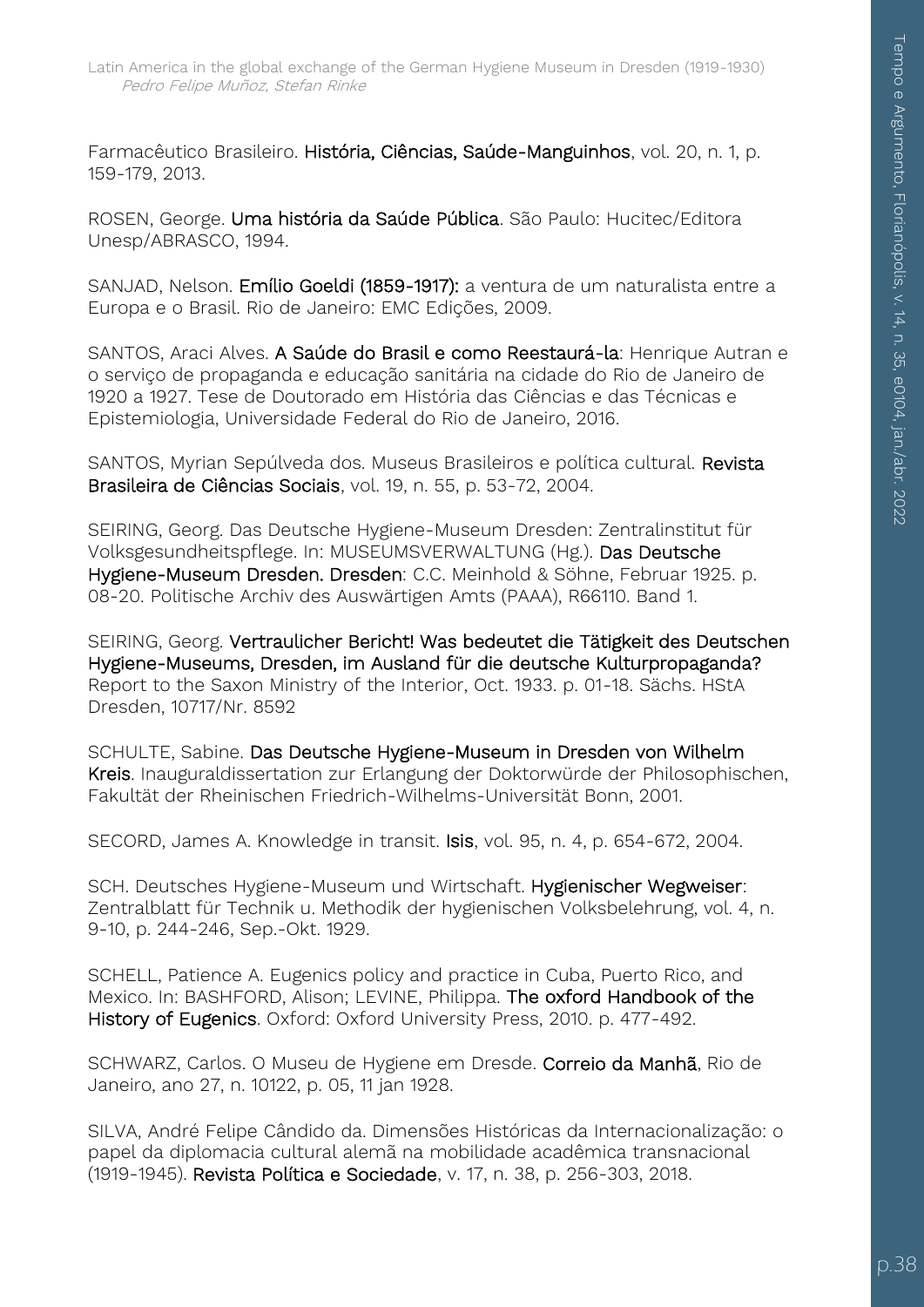Farmacêutico Brasileiro. **História, Ciências, Saúde-Manguinhos**, vol. 20, n. 1, p. 159-179, 2013.

ROSEN, George. **Uma história da Saúde Pública**. São Paulo: Hucitec/Editora Unesp/ABRASCO, 1994.

SANJAD, Nelson. **Emílio Goeldi (1859-1917):** a ventura de um naturalista entre a Europa e o Brasil. Rio de Janeiro: EMC Edições, 2009.

SANTOS, Araci Alves. **A Saúde do Brasil e como Reestaurá-la**: Henrique Autran e o serviço de propaganda e educação sanitária na cidade do Rio de Janeiro de 1920 a 1927. Tese de Doutorado em História das Ciências e das Técnicas e Epistemiologia, Universidade Federal do Rio de Janeiro, 2016.

SANTOS, Myrian Sepúlveda dos. Museus Brasileiros e política cultural. **Revista Brasileira de Ciências Sociais**, vol. 19, n. 55, p. 53-72, 2004.

SEIRING, Georg. Das Deutsche Hygiene-Museum Dresden: Zentralinstitut für Volksgesundheitspflege. In: MUSEUMSVERWALTUNG (Hg.). **Das Deutsche Hygiene-Museum Dresden. Dresden**: C.C. Meinhold & Söhne, Februar 1925. p. 08-20. Politische Archiv des Auswärtigen Amts (PAAA), R66110. Band 1.

SEIRING, Georg. **Vertraulicher Bericht! Was bedeutet die Tätigkeit des Deutschen Hygiene-Museums, Dresden, im Ausland für die deutsche Kulturpropaganda?** Report to the Saxon Ministry of the Interior, Oct. 1933. p. 01-18. Sächs. HStA Dresden, 10717/Nr. 8592

SCHULTE, Sabine. **Das Deutsche Hygiene-Museum in Dresden von Wilhelm Kreis**. Inauguraldissertation zur Erlangung der Doktorwürde der Philosophischen, Fakultät der Rheinischen Friedrich-Wilhelms-Universität Bonn, 2001.

SECORD, James A. Knowledge in transit. **Isis**, vol. 95, n. 4, p. 654-672, 2004.

SCH. Deutsches Hygiene-Museum und Wirtschaft. **Hygienischer Wegweiser**: Zentralblatt für Technik u. Methodik der hygienischen Volksbelehrung, vol. 4, n. 9-10, p. 244-246, Sep.-Okt. 1929.

SCHELL, Patience A. Eugenics policy and practice in Cuba, Puerto Rico, and Mexico. In: BASHFORD, Alison; LEVINE, Philippa. **The oxford Handbook of the History of Eugenics**. Oxford: Oxford University Press, 2010. p. 477-492.

SCHWARZ, Carlos. O Museu de Hygiene em Dresde. **Correio da Manhã**, Rio de Janeiro, ano 27, n. 10122, p. 05, 11 jan 1928.

SILVA, André Felipe Cândido da. Dimensões Históricas da Internacionalização: o papel da diplomacia cultural alemã na mobilidade acadêmica transnacional (1919-1945). **Revista Política e Sociedade**, v. 17, n. 38, p. 256-303, 2018.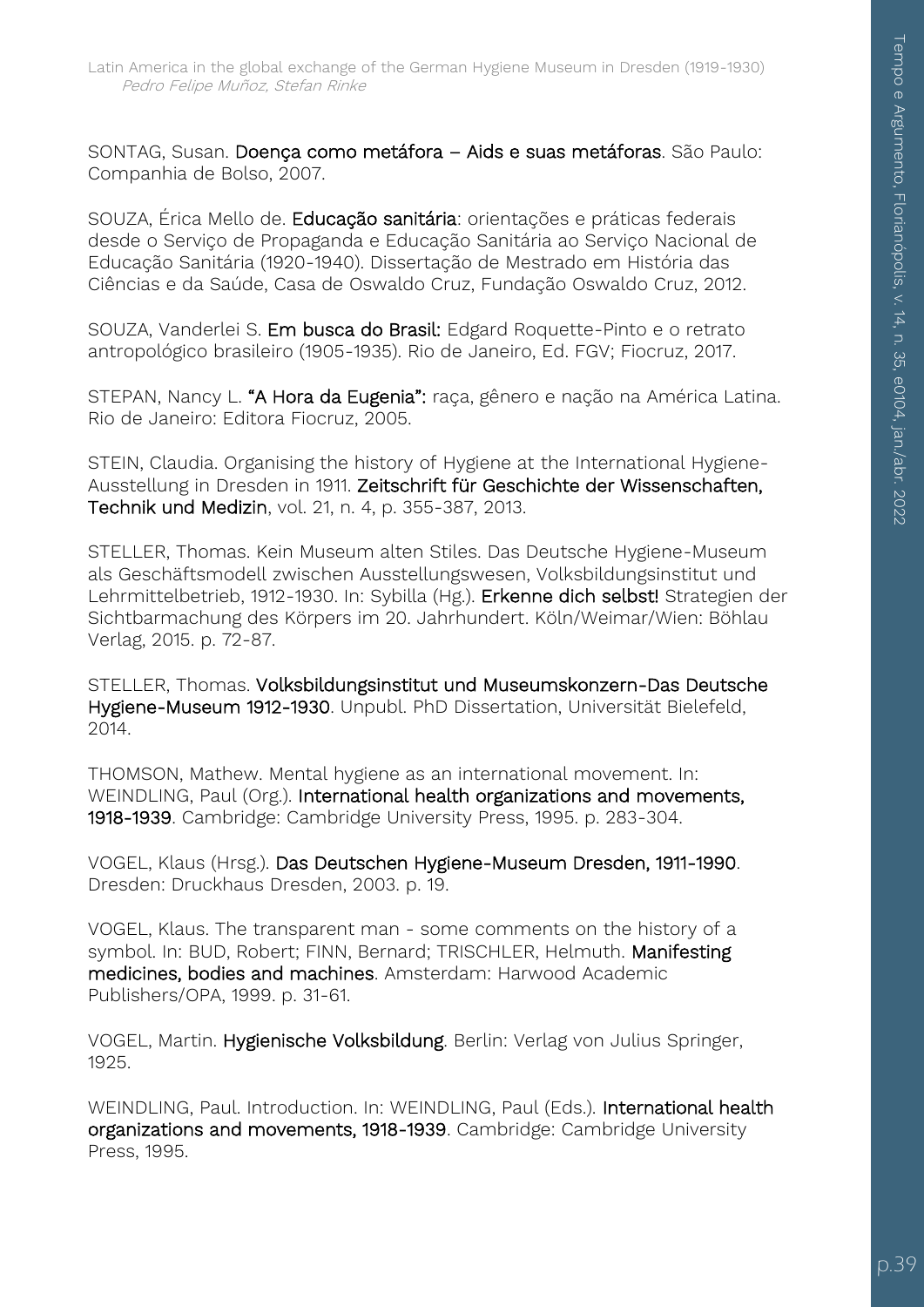SONTAG, Susan. **Doença como metáfora – Aids e suas metáforas**. São Paulo: Companhia de Bolso, 2007.

SOUZA, Érica Mello de. **Educação sanitária**: orientações e práticas federais desde o Serviço de Propaganda e Educação Sanitária ao Serviço Nacional de Educação Sanitária (1920-1940). Dissertação de Mestrado em História das Ciências e da Saúde, Casa de Oswaldo Cruz, Fundação Oswaldo Cruz, 2012.

SOUZA, Vanderlei S. **Em busca do Brasil:** Edgard Roquette-Pinto e o retrato antropológico brasileiro (1905-1935). Rio de Janeiro, Ed. FGV; Fiocruz, 2017.

STEPAN, Nancy L. **"A Hora da Eugenia":** raça, gênero e nação na América Latina. Rio de Janeiro: Editora Fiocruz, 2005.

STEIN, Claudia. Organising the history of Hygiene at the International Hygiene-Ausstellung in Dresden in 1911. **Zeitschrift für Geschichte der Wissenschaften, Technik und Medizin**, vol. 21, n. 4, p. 355-387, 2013.

STELLER, Thomas. Kein Museum alten Stiles. Das Deutsche Hygiene-Museum als Geschäftsmodell zwischen Ausstellungswesen, Volksbildungsinstitut und Lehrmittelbetrieb, 1912-1930. In: Sybilla (Hg.). **Erkenne dich selbst!** Strategien der Sichtbarmachung des Körpers im 20. Jahrhundert. Köln/Weimar/Wien: Böhlau Verlag, 2015. p. 72-87.

STELLER, Thomas. **Volksbildungsinstitut und Museumskonzern-Das Deutsche Hygiene-Museum 1912-1930**. Unpubl. PhD Dissertation, Universität Bielefeld, 2014.

THOMSON, Mathew. Mental hygiene as an international movement. In: WEINDLING, Paul (Org.). **International health organizations and movements, 1918-1939**. Cambridge: Cambridge University Press, 1995. p. 283-304.

VOGEL, Klaus (Hrsg.). **Das Deutschen Hygiene-Museum Dresden, 1911-1990**. Dresden: Druckhaus Dresden, 2003. p. 19.

VOGEL, Klaus. The transparent man - some comments on the history of a symbol. In: BUD, Robert; FINN, Bernard; TRISCHLER, Helmuth. **Manifesting medicines, bodies and machines**. Amsterdam: Harwood Academic Publishers/OPA, 1999. p. 31-61.

VOGEL, Martin. **Hygienische Volksbildung**. Berlin: Verlag von Julius Springer, 1925.

WEINDLING, Paul. Introduction. In: WEINDLING, Paul (Eds.). **International health organizations and movements, 1918-1939**. Cambridge: Cambridge University Press, 1995.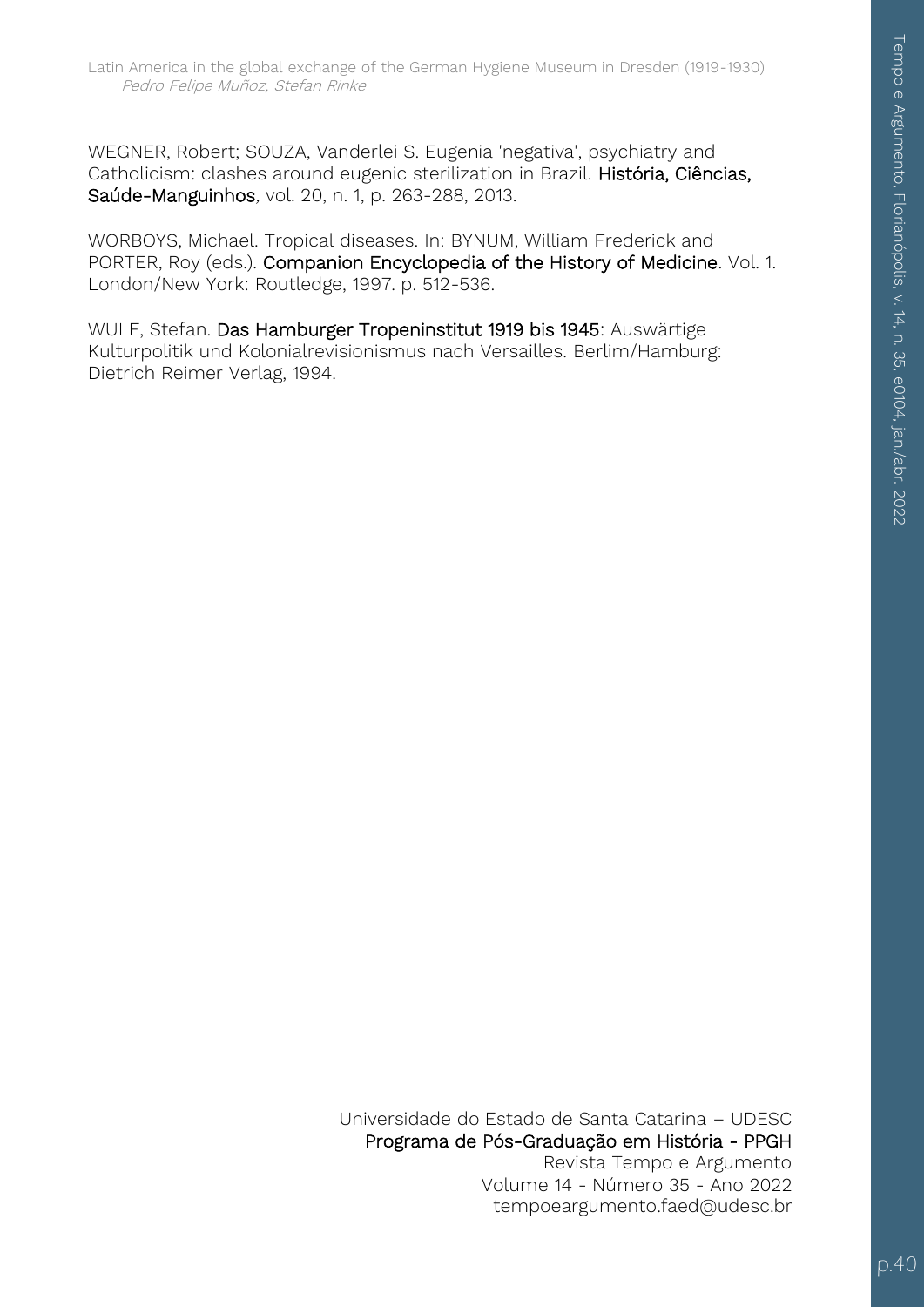WEGNER, Robert; SOUZA, Vanderlei S. Eugenia 'negativa', psychiatry and Catholicism: clashes around eugenic sterilization in Brazil. **História, Ciências, Saúde-Manguinhos**, vol. 20, n. 1, p. 263-288, 2013.

WORBOYS, Michael. Tropical diseases. In: BYNUM, William Frederick and PORTER, Roy (eds.). **Companion Encyclopedia of the History of Medicine**. Vol. 1. London/New York: Routledge, 1997. p. 512-536.

WULF, Stefan. **Das Hamburger Tropeninstitut 1919 bis 1945**: Auswärtige Kulturpolitik und Kolonialrevisionismus nach Versailles. Berlim/Hamburg: Dietrich Reimer Verlag, 1994.

Universidade do Estado de Santa Catarina – UDESC
Programa de Pós-Graduação em História - PPGH
Revista Tempo e Argumento
Volume 14 - Número 35 - Ano 2022
tempoeargumento.faed@udesc.br